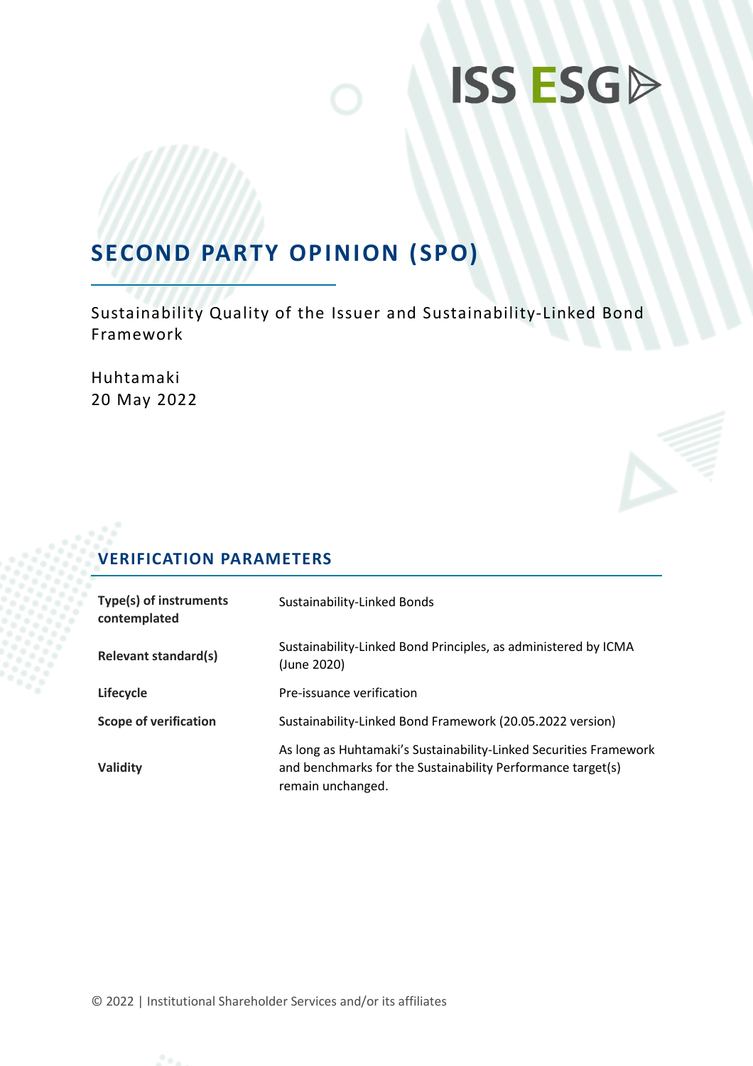ISS ESG

# SECOND PARTY OPINION (SPO)

Sustainability Quality of the Issuer and Sustainability-Linked Bond Framework

Huhtamaki
20 May 2022

## VERIFICATION PARAMETERS

| | |
|---|---|
| **Type(s) of instruments contemplated** | Sustainability-Linked Bonds |
| **Relevant standard(s)** | Sustainability-Linked Bond Principles, as administered by ICMA (June 2020) |
| **Lifecycle** | Pre-issuance verification |
| **Scope of verification** | Sustainability-Linked Bond Framework (20.05.2022 version) |
| **Validity** | As long as Huhtamaki's Sustainability-Linked Securities Framework and benchmarks for the Sustainability Performance target(s) remain unchanged. |

© 2022 | Institutional Shareholder Services and/or its affiliates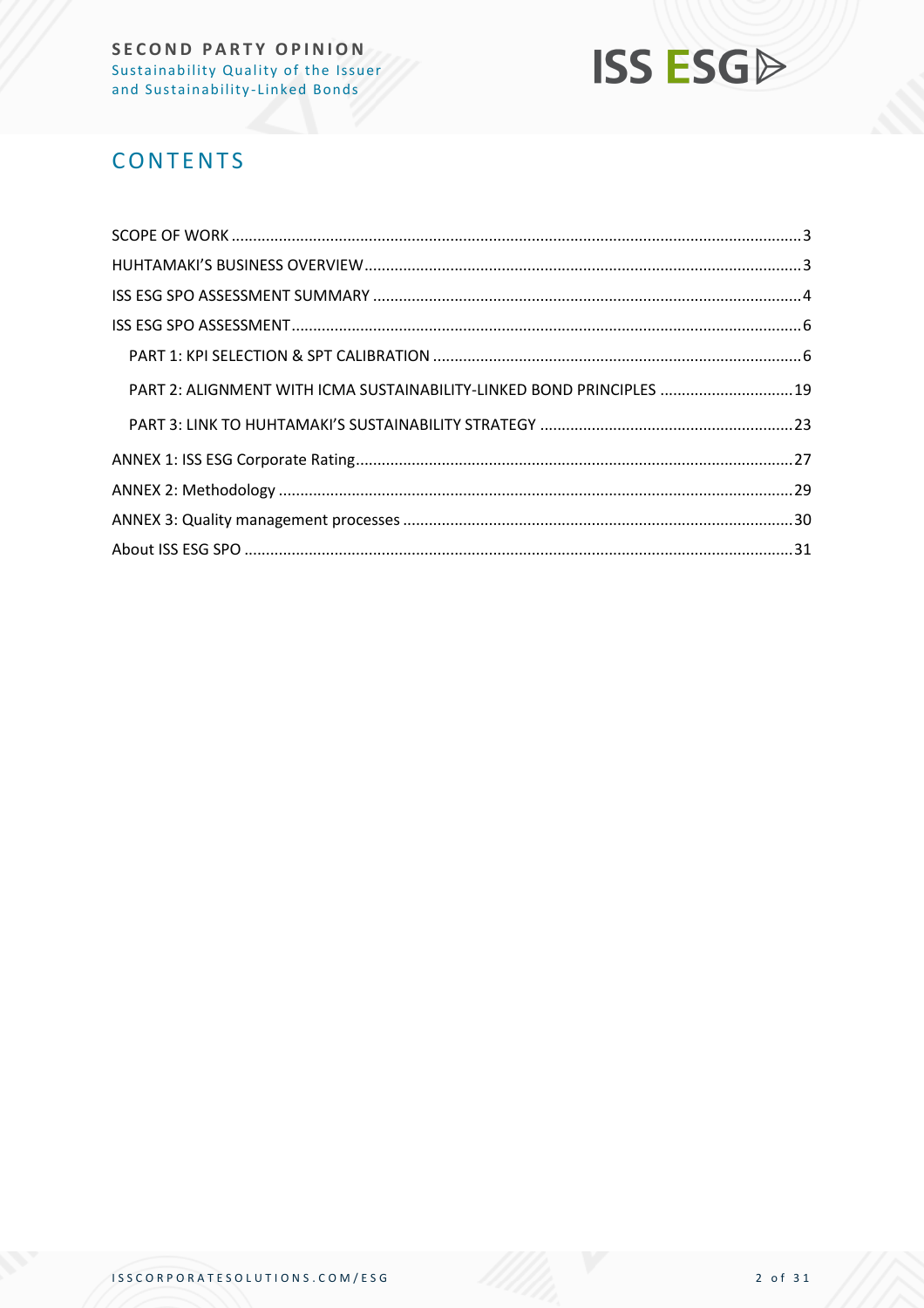# CONTENTS

SCOPE OF WORK ........................................................................................................................................ 3

HUHTAMAKI'S BUSINESS OVERVIEW ........................................................................................................ 3

ISS ESG SPO ASSESSMENT SUMMARY ...................................................................................................... 4

ISS ESG SPO ASSESSMENT ........................................................................................................................ 6

PART 1: KPI SELECTION & SPT CALIBRATION ........................................................................................ 6

PART 2: ALIGNMENT WITH ICMA SUSTAINABILITY-LINKED BOND PRINCIPLES ................................ 19

PART 3: LINK TO HUHTAMAKI'S SUSTAINABILITY STRATEGY ............................................................ 23

ANNEX 1: ISS ESG Corporate Rating ......................................................................................................... 27

ANNEX 2: Methodology ............................................................................................................................ 29

ANNEX 3: Quality management processes ............................................................................................... 30

About ISS ESG SPO .................................................................................................................................. 31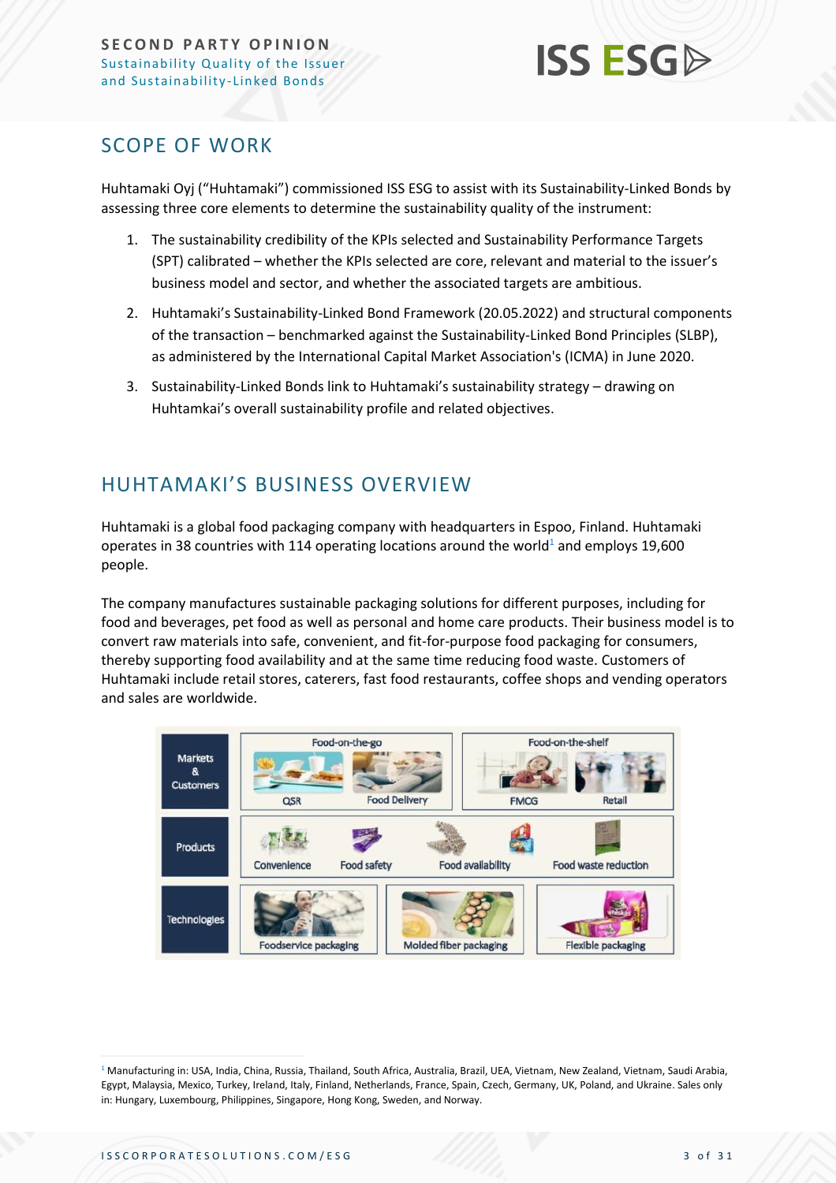## SCOPE OF WORK

Huhtamaki Oyj ("Huhtamaki") commissioned ISS ESG to assist with its Sustainability-Linked Bonds by assessing three core elements to determine the sustainability quality of the instrument:

1. The sustainability credibility of the KPIs selected and Sustainability Performance Targets (SPT) calibrated – whether the KPIs selected are core, relevant and material to the issuer's business model and sector, and whether the associated targets are ambitious.
2. Huhtamaki's Sustainability-Linked Bond Framework (20.05.2022) and structural components of the transaction – benchmarked against the Sustainability-Linked Bond Principles (SLBP), as administered by the International Capital Market Association's (ICMA) in June 2020.
3. Sustainability-Linked Bonds link to Huhtamaki's sustainability strategy – drawing on Huhtamkai's overall sustainability profile and related objectives.

## HUHTAMAKI'S BUSINESS OVERVIEW

Huhtamaki is a global food packaging company with headquarters in Espoo, Finland. Huhtamaki operates in 38 countries with 114 operating locations around the world[1] and employs 19,600 people.

The company manufactures sustainable packaging solutions for different purposes, including for food and beverages, pet food as well as personal and home care products. Their business model is to convert raw materials into safe, convenient, and fit-for-purpose food packaging for consumers, thereby supporting food availability and at the same time reducing food waste. Customers of Huhtamaki include retail stores, caterers, fast food restaurants, coffee shops and vending operators and sales are worldwide.

| Markets & Customers | Food-on-the-go: QSR, Food Delivery | Food-on-the-shelf: FMCG, Retail |
|---|---|---|
| Products | Convenience, Food safety | Food availability, Food waste reduction |
| Technologies | Foodservice packaging, Molded fiber packaging | Flexible packaging |

[1] Manufacturing in: USA, India, China, Russia, Thailand, South Africa, Australia, Brazil, UEA, Vietnam, New Zealand, Vietnam, Saudi Arabia, Egypt, Malaysia, Mexico, Turkey, Ireland, Italy, Finland, Netherlands, France, Spain, Czech, Germany, UK, Poland, and Ukraine. Sales only in: Hungary, Luxembourg, Philippines, Singapore, Hong Kong, Sweden, and Norway.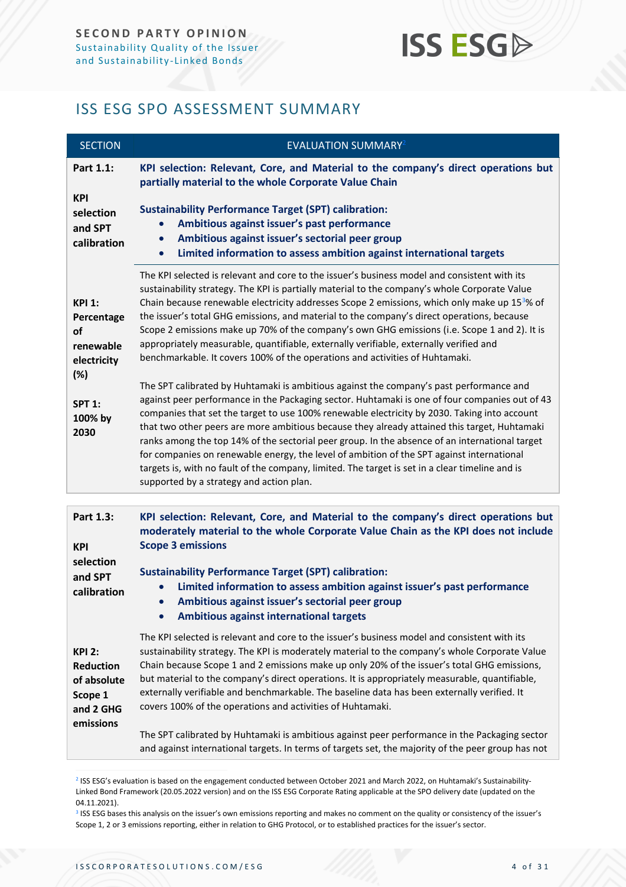# ISS ESG SPO ASSESSMENT SUMMARY

| SECTION | EVALUATION SUMMARY[2] |
|---|---|
| **Part 1.1:**<br><br>**KPI selection and SPT calibration** | **KPI selection: Relevant, Core, and Material to the company's direct operations but partially material to the whole Corporate Value Chain**<br><br>**Sustainability Performance Target (SPT) calibration:**<br>• **Ambitious against issuer's past performance**<br>• **Ambitious against issuer's sectorial peer group**<br>• **Limited information to assess ambition against international targets** |
| **KPI 1: Percentage of renewable electricity (%)**<br><br>**SPT 1: 100% by 2030** | The KPI selected is relevant and core to the issuer's business model and consistent with its sustainability strategy. The KPI is partially material to the company's whole Corporate Value Chain because renewable electricity addresses Scope 2 emissions, which only make up 15[3]% of the issuer's total GHG emissions, and material to the company's direct operations, because Scope 2 emissions make up 70% of the company's own GHG emissions (i.e. Scope 1 and 2). It is appropriately measurable, quantifiable, externally verifiable, externally verified and benchmarkable. It covers 100% of the operations and activities of Huhtamaki.<br><br>The SPT calibrated by Huhtamaki is ambitious against the company's past performance and against peer performance in the Packaging sector. Huhtamaki is one of four companies out of 43 companies that set the target to use 100% renewable electricity by 2030. Taking into account that two other peers are more ambitious because they already attained this target, Huhtamaki ranks among the top 14% of the sectorial peer group. In the absence of an international target for companies on renewable energy, the level of ambition of the SPT against international targets is, with no fault of the company, limited. The target is set in a clear timeline and is supported by a strategy and action plan. |
| **Part 1.3:**<br><br>**KPI selection and SPT calibration** | **KPI selection: Relevant, Core, and Material to the company's direct operations but moderately material to the whole Corporate Value Chain as the KPI does not include Scope 3 emissions**<br><br>**Sustainability Performance Target (SPT) calibration:**<br>• **Limited information to assess ambition against issuer's past performance**<br>• **Ambitious against issuer's sectorial peer group**<br>• **Ambitious against international targets** |
| **KPI 2: Reduction of absolute Scope 1 and 2 GHG emissions** | The KPI selected is relevant and core to the issuer's business model and consistent with its sustainability strategy. The KPI is moderately material to the company's whole Corporate Value Chain because Scope 1 and 2 emissions make up only 20% of the issuer's total GHG emissions, but material to the company's direct operations. It is appropriately measurable, quantifiable, externally verifiable and benchmarkable. The baseline data has been externally verified. It covers 100% of the operations and activities of Huhtamaki.<br><br>The SPT calibrated by Huhtamaki is ambitious against peer performance in the Packaging sector and against international targets. In terms of targets set, the majority of the peer group has not |

[2] ISS ESG's evaluation is based on the engagement conducted between October 2021 and March 2022, on Huhtamaki's Sustainability-Linked Bond Framework (20.05.2022 version) and on the ISS ESG Corporate Rating applicable at the SPO delivery date (updated on the 04.11.2021).

[3] ISS ESG bases this analysis on the issuer's own emissions reporting and makes no comment on the quality or consistency of the issuer's Scope 1, 2 or 3 emissions reporting, either in relation to GHG Protocol, or to established practices for the issuer's sector.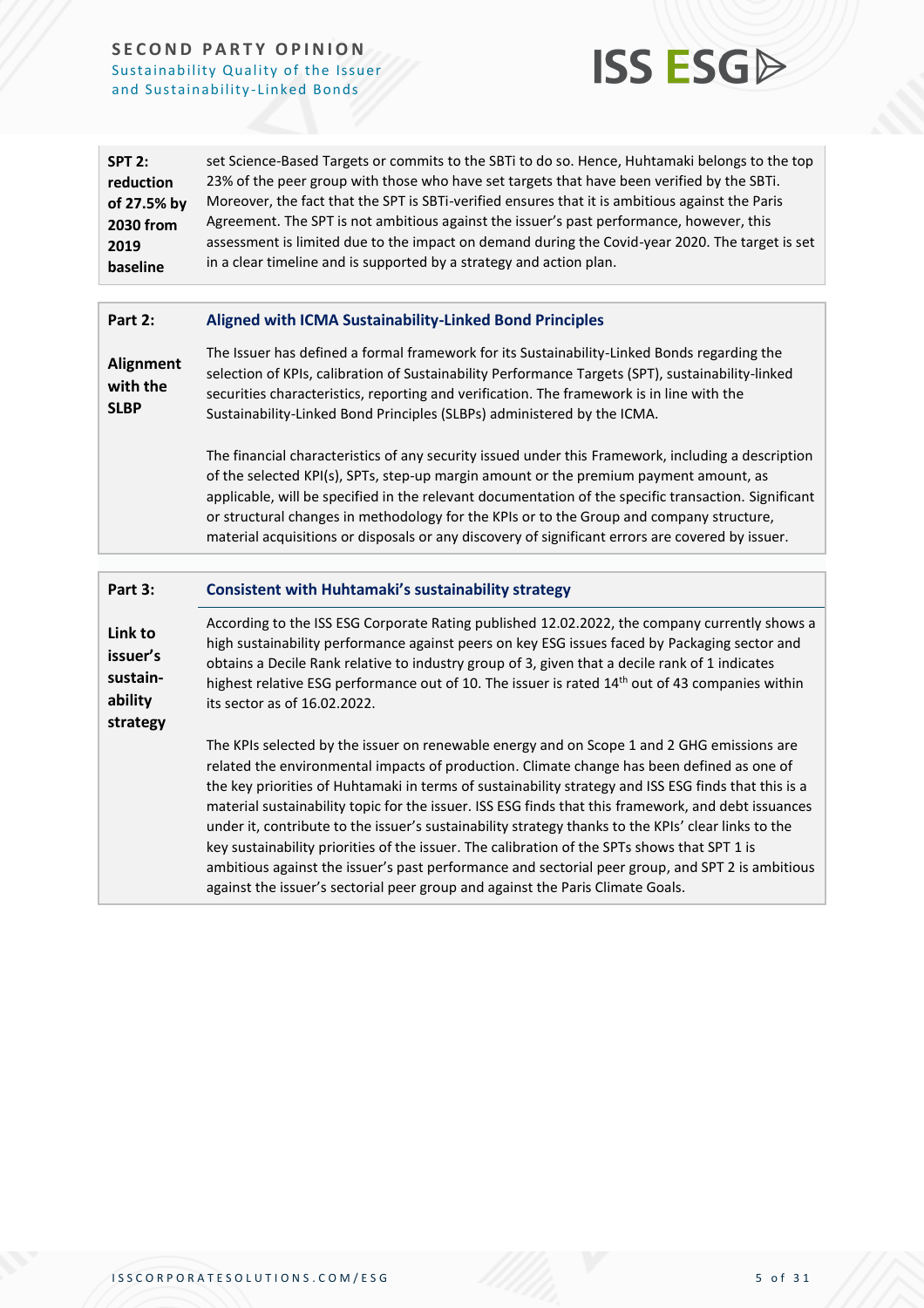| | |
|---|---|
| **SPT 2: reduction of 27.5% by 2030 from 2019 baseline** | set Science-Based Targets or commits to the SBTi to do so. Hence, Huhtamaki belongs to the top 23% of the peer group with those who have set targets that have been verified by the SBTi. Moreover, the fact that the SPT is SBTi-verified ensures that it is ambitious against the Paris Agreement. The SPT is not ambitious against the issuer's past performance, however, this assessment is limited due to the impact on demand during the Covid-year 2020. The target is set in a clear timeline and is supported by a strategy and action plan. |

| **Part 2:** | **Aligned with ICMA Sustainability-Linked Bond Principles** |
|---|---|
| **Alignment with the SLBP** | The Issuer has defined a formal framework for its Sustainability-Linked Bonds regarding the selection of KPIs, calibration of Sustainability Performance Targets (SPT), sustainability-linked securities characteristics, reporting and verification. The framework is in line with the Sustainability-Linked Bond Principles (SLBPs) administered by the ICMA.<br><br>The financial characteristics of any security issued under this Framework, including a description of the selected KPI(s), SPTs, step-up margin amount or the premium payment amount, as applicable, will be specified in the relevant documentation of the specific transaction. Significant or structural changes in methodology for the KPIs or to the Group and company structure, material acquisitions or disposals or any discovery of significant errors are covered by issuer. |

| **Part 3:** | **Consistent with Huhtamaki's sustainability strategy** |
|---|---|
| **Link to issuer's sustain-ability strategy** | According to the ISS ESG Corporate Rating published 12.02.2022, the company currently shows a high sustainability performance against peers on key ESG issues faced by Packaging sector and obtains a Decile Rank relative to industry group of 3, given that a decile rank of 1 indicates highest relative ESG performance out of 10. The issuer is rated 14th out of 43 companies within its sector as of 16.02.2022.<br><br>The KPIs selected by the issuer on renewable energy and on Scope 1 and 2 GHG emissions are related the environmental impacts of production. Climate change has been defined as one of the key priorities of Huhtamaki in terms of sustainability strategy and ISS ESG finds that this is a material sustainability topic for the issuer. ISS ESG finds that this framework, and debt issuances under it, contribute to the issuer's sustainability strategy thanks to the KPIs' clear links to the key sustainability priorities of the issuer. The calibration of the SPTs shows that SPT 1 is ambitious against the issuer's past performance and sectorial peer group, and SPT 2 is ambitious against the issuer's sectorial peer group and against the Paris Climate Goals. |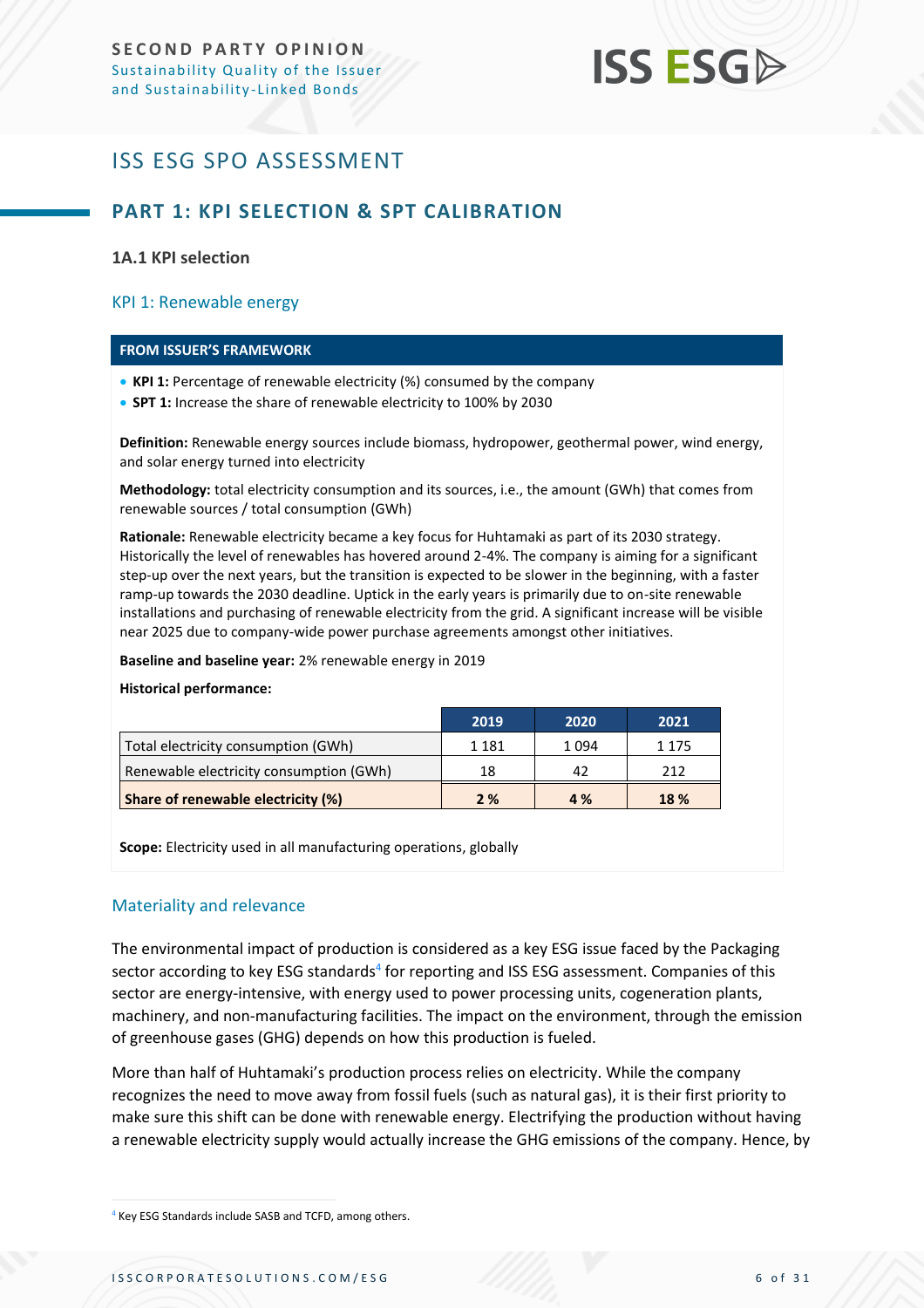# ISS ESG SPO ASSESSMENT

## PART 1: KPI SELECTION & SPT CALIBRATION

### 1A.1 KPI selection

#### KPI 1: Renewable energy

**FROM ISSUER'S FRAMEWORK**

- **KPI 1:** Percentage of renewable electricity (%) consumed by the company
- **SPT 1:** Increase the share of renewable electricity to 100% by 2030

**Definition:** Renewable energy sources include biomass, hydropower, geothermal power, wind energy, and solar energy turned into electricity

**Methodology:** total electricity consumption and its sources, i.e., the amount (GWh) that comes from renewable sources / total consumption (GWh)

**Rationale:** Renewable electricity became a key focus for Huhtamaki as part of its 2030 strategy. Historically the level of renewables has hovered around 2-4%. The company is aiming for a significant step-up over the next years, but the transition is expected to be slower in the beginning, with a faster ramp-up towards the 2030 deadline. Uptick in the early years is primarily due to on-site renewable installations and purchasing of renewable electricity from the grid. A significant increase will be visible near 2025 due to company-wide power purchase agreements amongst other initiatives.

**Baseline and baseline year:** 2% renewable energy in 2019

**Historical performance:**

| | 2019 | 2020 | 2021 |
|---|---|---|---|
| Total electricity consumption (GWh) | 1 181 | 1 094 | 1 175 |
| Renewable electricity consumption (GWh) | 18 | 42 | 212 |
| **Share of renewable electricity (%)** | **2 %** | **4 %** | **18 %** |

**Scope:** Electricity used in all manufacturing operations, globally

#### Materiality and relevance

The environmental impact of production is considered as a key ESG issue faced by the Packaging sector according to key ESG standards[4] for reporting and ISS ESG assessment. Companies of this sector are energy-intensive, with energy used to power processing units, cogeneration plants, machinery, and non-manufacturing facilities. The impact on the environment, through the emission of greenhouse gases (GHG) depends on how this production is fueled.

More than half of Huhtamaki's production process relies on electricity. While the company recognizes the need to move away from fossil fuels (such as natural gas), it is their first priority to make sure this shift can be done with renewable energy. Electrifying the production without having a renewable electricity supply would actually increase the GHG emissions of the company. Hence, by

[4] Key ESG Standards include SASB and TCFD, among others.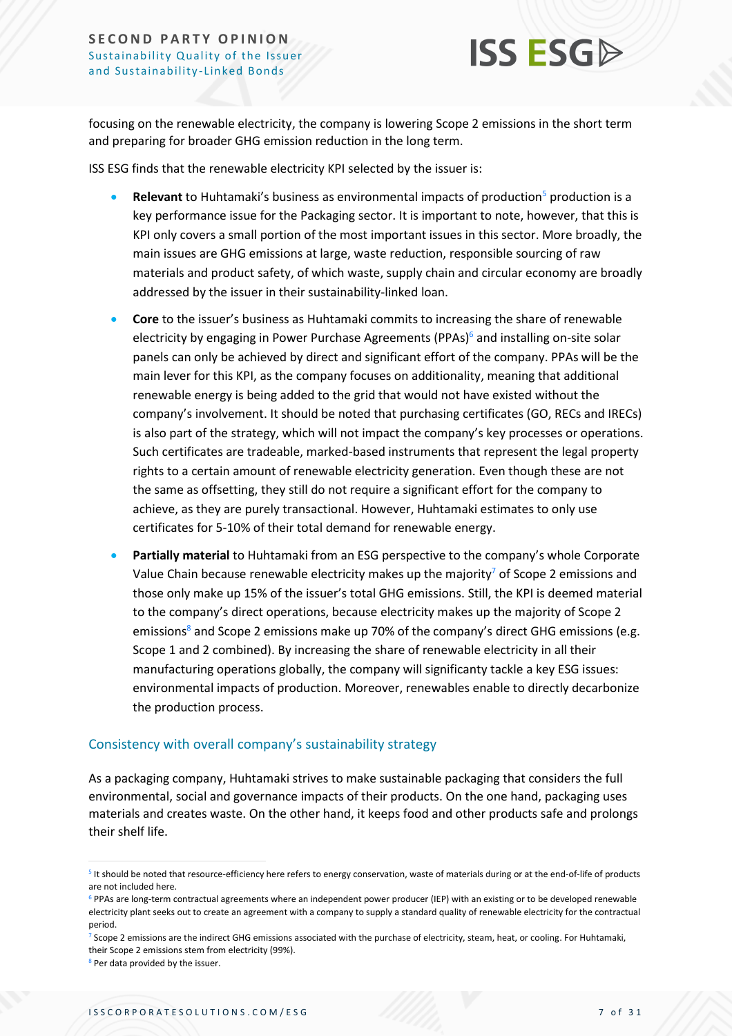focusing on the renewable electricity, the company is lowering Scope 2 emissions in the short term and preparing for broader GHG emission reduction in the long term.

ISS ESG finds that the renewable electricity KPI selected by the issuer is:

- **Relevant** to Huhtamaki's business as environmental impacts of production[5] production is a key performance issue for the Packaging sector. It is important to note, however, that this is KPI only covers a small portion of the most important issues in this sector. More broadly, the main issues are GHG emissions at large, waste reduction, responsible sourcing of raw materials and product safety, of which waste, supply chain and circular economy are broadly addressed by the issuer in their sustainability-linked loan.
- **Core** to the issuer's business as Huhtamaki commits to increasing the share of renewable electricity by engaging in Power Purchase Agreements (PPAs)[6] and installing on-site solar panels can only be achieved by direct and significant effort of the company. PPAs will be the main lever for this KPI, as the company focuses on additionality, meaning that additional renewable energy is being added to the grid that would not have existed without the company's involvement. It should be noted that purchasing certificates (GO, RECs and IRECs) is also part of the strategy, which will not impact the company's key processes or operations. Such certificates are tradeable, marked-based instruments that represent the legal property rights to a certain amount of renewable electricity generation. Even though these are not the same as offsetting, they still do not require a significant effort for the company to achieve, as they are purely transactional. However, Huhtamaki estimates to only use certificates for 5-10% of their total demand for renewable energy.
- **Partially material** to Huhtamaki from an ESG perspective to the company's whole Corporate Value Chain because renewable electricity makes up the majority[7] of Scope 2 emissions and those only make up 15% of the issuer's total GHG emissions. Still, the KPI is deemed material to the company's direct operations, because electricity makes up the majority of Scope 2 emissions[8] and Scope 2 emissions make up 70% of the company's direct GHG emissions (e.g. Scope 1 and 2 combined). By increasing the share of renewable electricity in all their manufacturing operations globally, the company will significanty tackle a key ESG issues: environmental impacts of production. Moreover, renewables enable to directly decarbonize the production process.

## Consistency with overall company's sustainability strategy

As a packaging company, Huhtamaki strives to make sustainable packaging that considers the full environmental, social and governance impacts of their products. On the one hand, packaging uses materials and creates waste. On the other hand, it keeps food and other products safe and prolongs their shelf life.

[5] It should be noted that resource-efficiency here refers to energy conservation, waste of materials during or at the end-of-life of products are not included here.

[6] PPAs are long-term contractual agreements where an independent power producer (IEP) with an existing or to be developed renewable electricity plant seeks out to create an agreement with a company to supply a standard quality of renewable electricity for the contractual period.

[7] Scope 2 emissions are the indirect GHG emissions associated with the purchase of electricity, steam, heat, or cooling. For Huhtamaki, their Scope 2 emissions stem from electricity (99%).

[8] Per data provided by the issuer.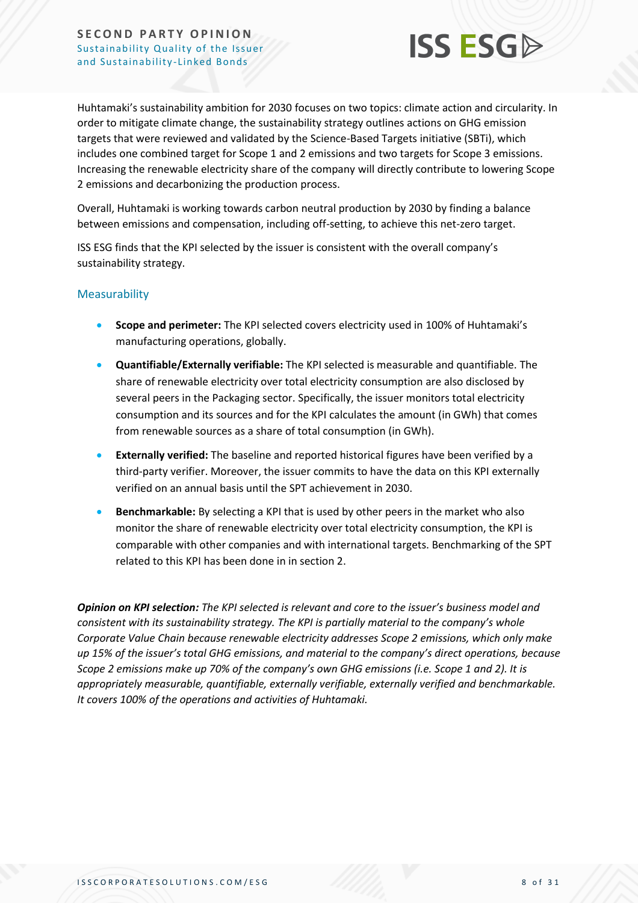Huhtamaki's sustainability ambition for 2030 focuses on two topics: climate action and circularity. In order to mitigate climate change, the sustainability strategy outlines actions on GHG emission targets that were reviewed and validated by the Science-Based Targets initiative (SBTi), which includes one combined target for Scope 1 and 2 emissions and two targets for Scope 3 emissions. Increasing the renewable electricity share of the company will directly contribute to lowering Scope 2 emissions and decarbonizing the production process.

Overall, Huhtamaki is working towards carbon neutral production by 2030 by finding a balance between emissions and compensation, including off-setting, to achieve this net-zero target.

ISS ESG finds that the KPI selected by the issuer is consistent with the overall company's sustainability strategy.

### Measurability

- **Scope and perimeter:** The KPI selected covers electricity used in 100% of Huhtamaki's manufacturing operations, globally.
- **Quantifiable/Externally verifiable:** The KPI selected is measurable and quantifiable. The share of renewable electricity over total electricity consumption are also disclosed by several peers in the Packaging sector. Specifically, the issuer monitors total electricity consumption and its sources and for the KPI calculates the amount (in GWh) that comes from renewable sources as a share of total consumption (in GWh).
- **Externally verified:** The baseline and reported historical figures have been verified by a third-party verifier. Moreover, the issuer commits to have the data on this KPI externally verified on an annual basis until the SPT achievement in 2030.
- **Benchmarkable:** By selecting a KPI that is used by other peers in the market who also monitor the share of renewable electricity over total electricity consumption, the KPI is comparable with other companies and with international targets. Benchmarking of the SPT related to this KPI has been done in in section 2.

***Opinion on KPI selection:*** *The KPI selected is relevant and core to the issuer's business model and consistent with its sustainability strategy. The KPI is partially material to the company's whole Corporate Value Chain because renewable electricity addresses Scope 2 emissions, which only make up 15% of the issuer's total GHG emissions, and material to the company's direct operations, because Scope 2 emissions make up 70% of the company's own GHG emissions (i.e. Scope 1 and 2). It is appropriately measurable, quantifiable, externally verifiable, externally verified and benchmarkable. It covers 100% of the operations and activities of Huhtamaki.*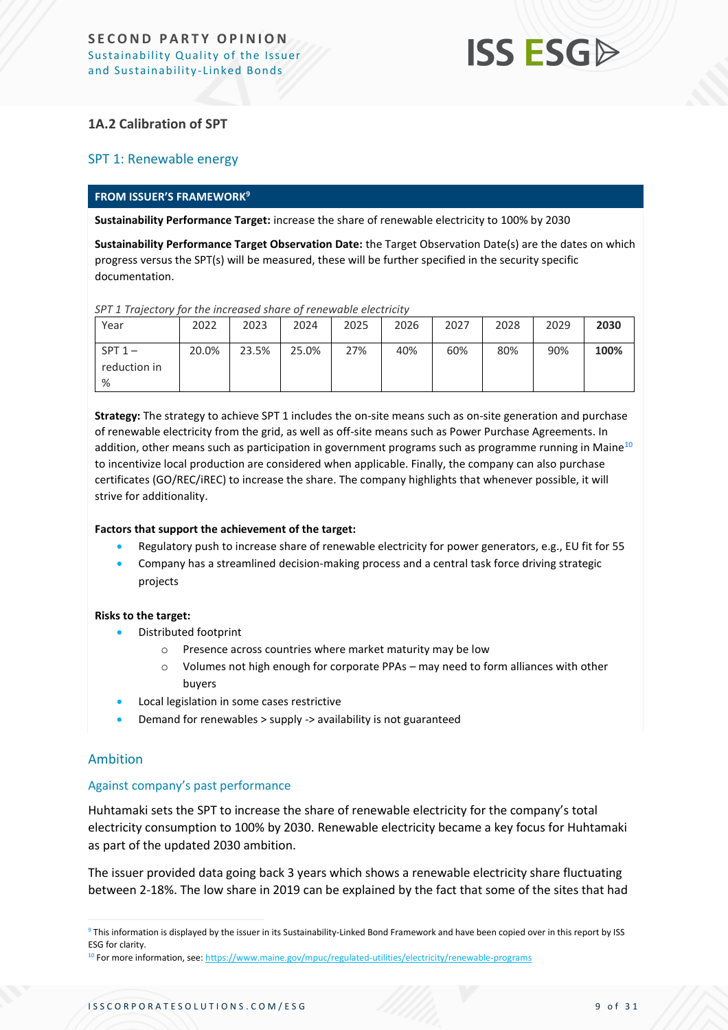### 1A.2 Calibration of SPT

#### SPT 1: Renewable energy

**FROM ISSUER'S FRAMEWORK[9]**

**Sustainability Performance Target:** increase the share of renewable electricity to 100% by 2030

**Sustainability Performance Target Observation Date:** the Target Observation Date(s) are the dates on which progress versus the SPT(s) will be measured, these will be further specified in the security specific documentation.

*SPT 1 Trajectory for the increased share of renewable electricity*

| Year | 2022 | 2023 | 2024 | 2025 | 2026 | 2027 | 2028 | 2029 | **2030** |
|---|---|---|---|---|---|---|---|---|---|
| SPT 1 – reduction in % | 20.0% | 23.5% | 25.0% | 27% | 40% | 60% | 80% | 90% | **100%** |

**Strategy:** The strategy to achieve SPT 1 includes the on-site means such as on-site generation and purchase of renewable electricity from the grid, as well as off-site means such as Power Purchase Agreements. In addition, other means such as participation in government programs such as programme running in Maine[10] to incentivize local production are considered when applicable. Finally, the company can also purchase certificates (GO/REC/iREC) to increase the share. The company highlights that whenever possible, it will strive for additionality.

**Factors that support the achievement of the target:**

- Regulatory push to increase share of renewable electricity for power generators, e.g., EU fit for 55
- Company has a streamlined decision-making process and a central task force driving strategic projects

**Risks to the target:**

- Distributed footprint
  - Presence across countries where market maturity may be low
  - Volumes not high enough for corporate PPAs – may need to form alliances with other buyers
- Local legislation in some cases restrictive
- Demand for renewables > supply -> availability is not guaranteed

#### Ambition

##### Against company's past performance

Huhtamaki sets the SPT to increase the share of renewable electricity for the company's total electricity consumption to 100% by 2030. Renewable electricity became a key focus for Huhtamaki as part of the updated 2030 ambition.

The issuer provided data going back 3 years which shows a renewable electricity share fluctuating between 2-18%. The low share in 2019 can be explained by the fact that some of the sites that had

---

[9] This information is displayed by the issuer in its Sustainability-Linked Bond Framework and have been copied over in this report by ISS ESG for clarity.

[10] For more information, see: https://www.maine.gov/mpuc/regulated-utilities/electricity/renewable-programs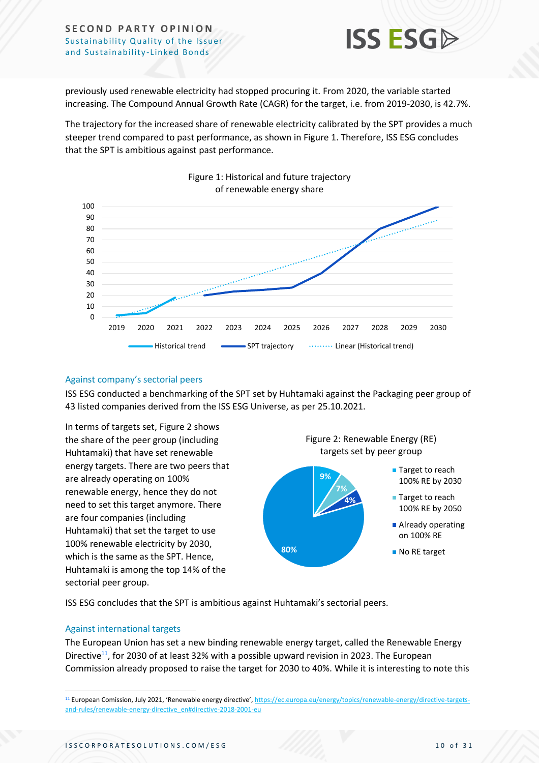previously used renewable electricity had stopped procuring it. From 2020, the variable started increasing. The Compound Annual Growth Rate (CAGR) for the target, i.e. from 2019-2030, is 42.7%.

The trajectory for the increased share of renewable electricity calibrated by the SPT provides a much steeper trend compared to past performance, as shown in Figure 1. Therefore, ISS ESG concludes that the SPT is ambitious against past performance.

Figure 1: Historical and future trajectory of renewable energy share

### Against company's sectorial peers

ISS ESG conducted a benchmarking of the SPT set by Huhtamaki against the Packaging peer group of 43 listed companies derived from the ISS ESG Universe, as per 25.10.2021.

In terms of targets set, Figure 2 shows the share of the peer group (including Huhtamaki) that have set renewable energy targets. There are two peers that are already operating on 100% renewable energy, hence they do not need to set this target anymore. There are four companies (including Huhtamaki) that set the target to use 100% renewable electricity by 2030, which is the same as the SPT. Hence, Huhtamaki is among the top 14% of the sectorial peer group.

Figure 2: Renewable Energy (RE) targets set by peer group

ISS ESG concludes that the SPT is ambitious against Huhtamaki's sectorial peers.

### Against international targets

The European Union has set a new binding renewable energy target, called the Renewable Energy Directive[11], for 2030 of at least 32% with a possible upward revision in 2023. The European Commission already proposed to raise the target for 2030 to 40%. While it is interesting to note this

[11] European Comission, July 2021, 'Renewable energy directive', https://ec.europa.eu/energy/topics/renewable-energy/directive-targets-and-rules/renewable-energy-directive_en#directive-2018-2001-eu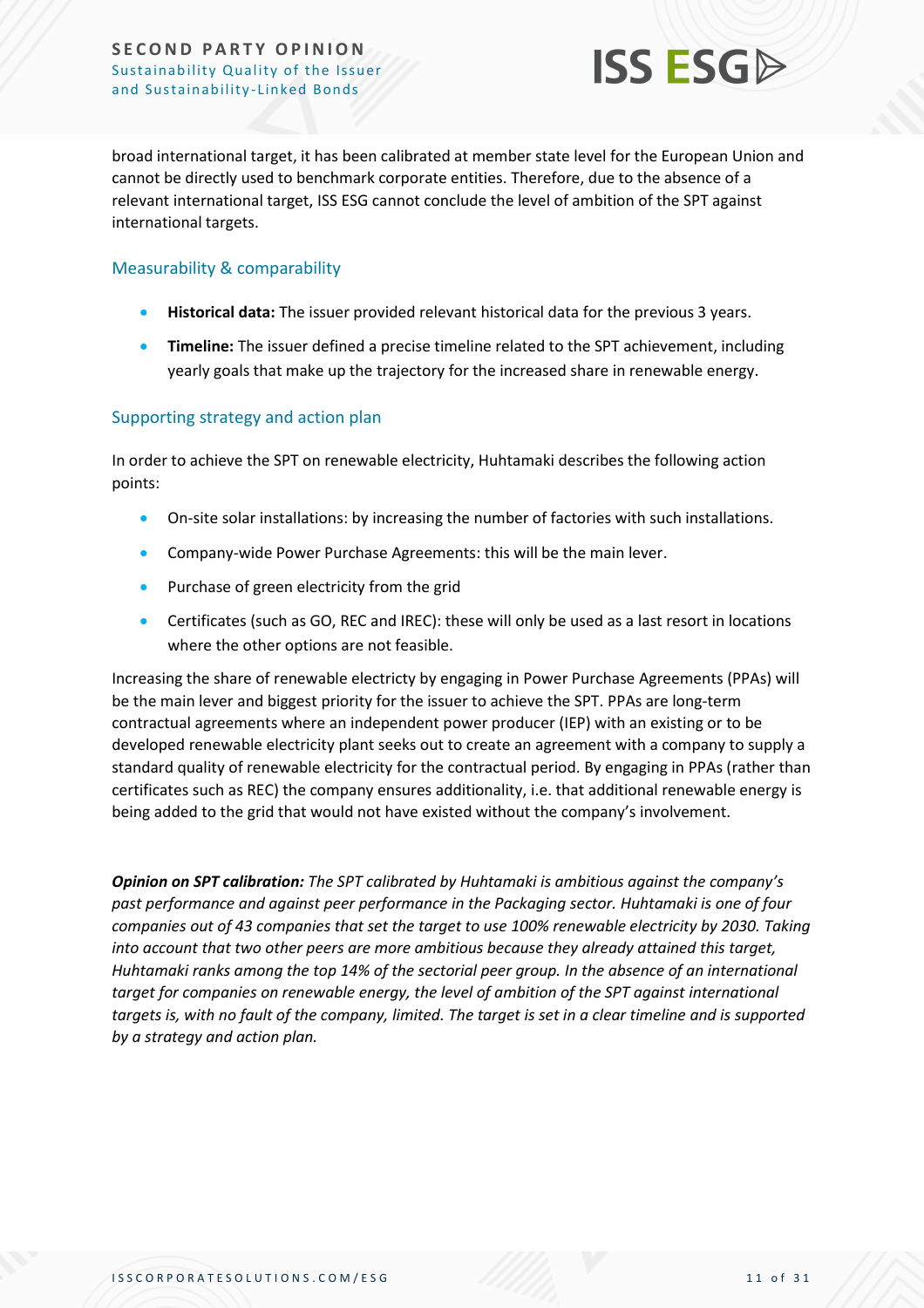broad international target, it has been calibrated at member state level for the European Union and cannot be directly used to benchmark corporate entities. Therefore, due to the absence of a relevant international target, ISS ESG cannot conclude the level of ambition of the SPT against international targets.

### Measurability & comparability

- **Historical data:** The issuer provided relevant historical data for the previous 3 years.
- **Timeline:** The issuer defined a precise timeline related to the SPT achievement, including yearly goals that make up the trajectory for the increased share in renewable energy.

### Supporting strategy and action plan

In order to achieve the SPT on renewable electricity, Huhtamaki describes the following action points:

- On-site solar installations: by increasing the number of factories with such installations.
- Company-wide Power Purchase Agreements: this will be the main lever.
- Purchase of green electricity from the grid
- Certificates (such as GO, REC and IREC): these will only be used as a last resort in locations where the other options are not feasible.

Increasing the share of renewable electricty by engaging in Power Purchase Agreements (PPAs) will be the main lever and biggest priority for the issuer to achieve the SPT. PPAs are long-term contractual agreements where an independent power producer (IEP) with an existing or to be developed renewable electricity plant seeks out to create an agreement with a company to supply a standard quality of renewable electricity for the contractual period. By engaging in PPAs (rather than certificates such as REC) the company ensures additionality, i.e. that additional renewable energy is being added to the grid that would not have existed without the company's involvement.

***Opinion on SPT calibration:*** *The SPT calibrated by Huhtamaki is ambitious against the company's past performance and against peer performance in the Packaging sector. Huhtamaki is one of four companies out of 43 companies that set the target to use 100% renewable electricity by 2030. Taking into account that two other peers are more ambitious because they already attained this target, Huhtamaki ranks among the top 14% of the sectorial peer group. In the absence of an international target for companies on renewable energy, the level of ambition of the SPT against international targets is, with no fault of the company, limited. The target is set in a clear timeline and is supported by a strategy and action plan.*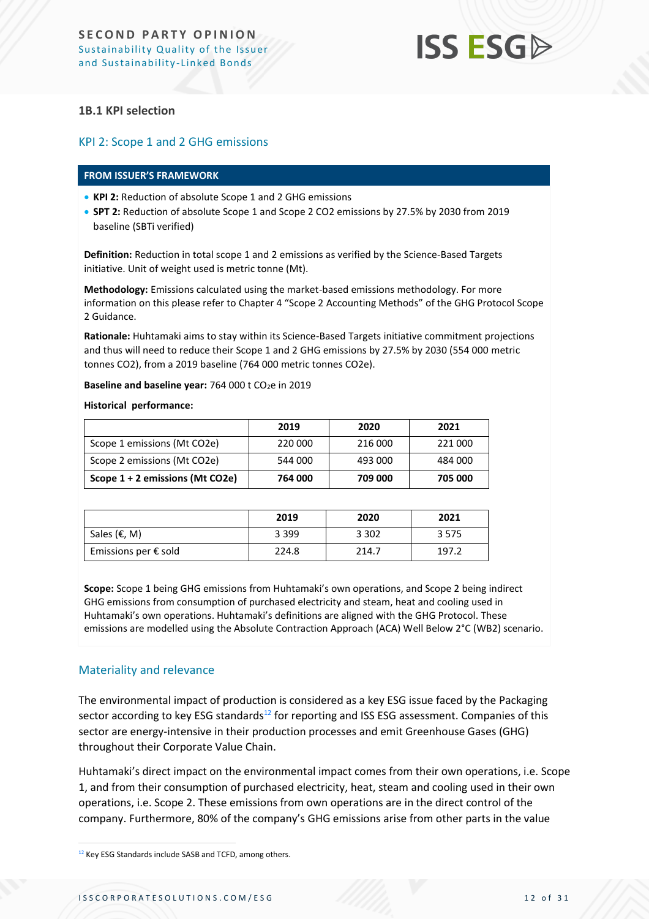### 1B.1 KPI selection

#### KPI 2: Scope 1 and 2 GHG emissions

**FROM ISSUER'S FRAMEWORK**

- **KPI 2:** Reduction of absolute Scope 1 and 2 GHG emissions
- **SPT 2:** Reduction of absolute Scope 1 and Scope 2 CO2 emissions by 27.5% by 2030 from 2019 baseline (SBTi verified)

**Definition:** Reduction in total scope 1 and 2 emissions as verified by the Science-Based Targets initiative. Unit of weight used is metric tonne (Mt).

**Methodology:** Emissions calculated using the market-based emissions methodology. For more information on this please refer to Chapter 4 "Scope 2 Accounting Methods" of the GHG Protocol Scope 2 Guidance.

**Rationale:** Huhtamaki aims to stay within its Science-Based Targets initiative commitment projections and thus will need to reduce their Scope 1 and 2 GHG emissions by 27.5% by 2030 (554 000 metric tonnes CO2), from a 2019 baseline (764 000 metric tonnes CO2e).

**Baseline and baseline year:** 764 000 t $CO_2e$ in 2019

**Historical performance:**

| | 2019 | 2020 | 2021 |
|---|---|---|---|
| Scope 1 emissions (Mt CO2e) | 220 000 | 216 000 | 221 000 |
| Scope 2 emissions (Mt CO2e) | 544 000 | 493 000 | 484 000 |
| **Scope 1 + 2 emissions (Mt CO2e)** | **764 000** | **709 000** | **705 000** |

| | 2019 | 2020 | 2021 |
|---|---|---|---|
| Sales (€, M) | 3 399 | 3 302 | 3 575 |
| Emissions per € sold | 224.8 | 214.7 | 197.2 |

**Scope:** Scope 1 being GHG emissions from Huhtamaki's own operations, and Scope 2 being indirect GHG emissions from consumption of purchased electricity and steam, heat and cooling used in Huhtamaki's own operations. Huhtamaki's definitions are aligned with the GHG Protocol. These emissions are modelled using the Absolute Contraction Approach (ACA) Well Below 2°C (WB2) scenario.

#### Materiality and relevance

The environmental impact of production is considered as a key ESG issue faced by the Packaging sector according to key ESG standards[12] for reporting and ISS ESG assessment. Companies of this sector are energy-intensive in their production processes and emit Greenhouse Gases (GHG) throughout their Corporate Value Chain.

Huhtamaki's direct impact on the environmental impact comes from their own operations, i.e. Scope 1, and from their consumption of purchased electricity, heat, steam and cooling used in their own operations, i.e. Scope 2. These emissions from own operations are in the direct control of the company. Furthermore, 80% of the company's GHG emissions arise from other parts in the value

[12] Key ESG Standards include SASB and TCFD, among others.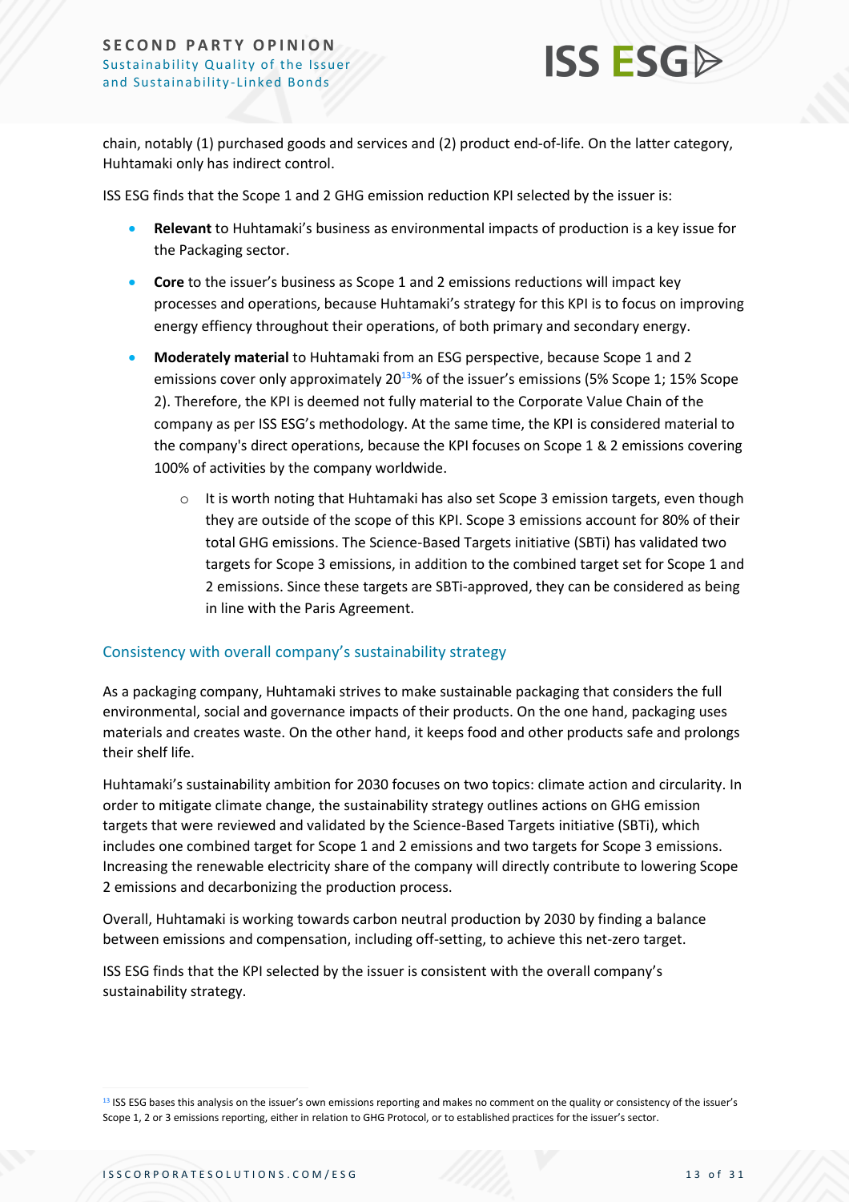chain, notably (1) purchased goods and services and (2) product end-of-life. On the latter category, Huhtamaki only has indirect control.

ISS ESG finds that the Scope 1 and 2 GHG emission reduction KPI selected by the issuer is:

- **Relevant** to Huhtamaki's business as environmental impacts of production is a key issue for the Packaging sector.
- **Core** to the issuer's business as Scope 1 and 2 emissions reductions will impact key processes and operations, because Huhtamaki's strategy for this KPI is to focus on improving energy effiency throughout their operations, of both primary and secondary energy.
- **Moderately material** to Huhtamaki from an ESG perspective, because Scope 1 and 2 emissions cover only approximately 20[13]% of the issuer's emissions (5% Scope 1; 15% Scope 2). Therefore, the KPI is deemed not fully material to the Corporate Value Chain of the company as per ISS ESG's methodology. At the same time, the KPI is considered material to the company's direct operations, because the KPI focuses on Scope 1 & 2 emissions covering 100% of activities by the company worldwide.
  - It is worth noting that Huhtamaki has also set Scope 3 emission targets, even though they are outside of the scope of this KPI. Scope 3 emissions account for 80% of their total GHG emissions. The Science-Based Targets initiative (SBTi) has validated two targets for Scope 3 emissions, in addition to the combined target set for Scope 1 and 2 emissions. Since these targets are SBTi-approved, they can be considered as being in line with the Paris Agreement.

## Consistency with overall company's sustainability strategy

As a packaging company, Huhtamaki strives to make sustainable packaging that considers the full environmental, social and governance impacts of their products. On the one hand, packaging uses materials and creates waste. On the other hand, it keeps food and other products safe and prolongs their shelf life.

Huhtamaki's sustainability ambition for 2030 focuses on two topics: climate action and circularity. In order to mitigate climate change, the sustainability strategy outlines actions on GHG emission targets that were reviewed and validated by the Science-Based Targets initiative (SBTi), which includes one combined target for Scope 1 and 2 emissions and two targets for Scope 3 emissions. Increasing the renewable electricity share of the company will directly contribute to lowering Scope 2 emissions and decarbonizing the production process.

Overall, Huhtamaki is working towards carbon neutral production by 2030 by finding a balance between emissions and compensation, including off-setting, to achieve this net-zero target.

ISS ESG finds that the KPI selected by the issuer is consistent with the overall company's sustainability strategy.

[13] ISS ESG bases this analysis on the issuer's own emissions reporting and makes no comment on the quality or consistency of the issuer's Scope 1, 2 or 3 emissions reporting, either in relation to GHG Protocol, or to established practices for the issuer's sector.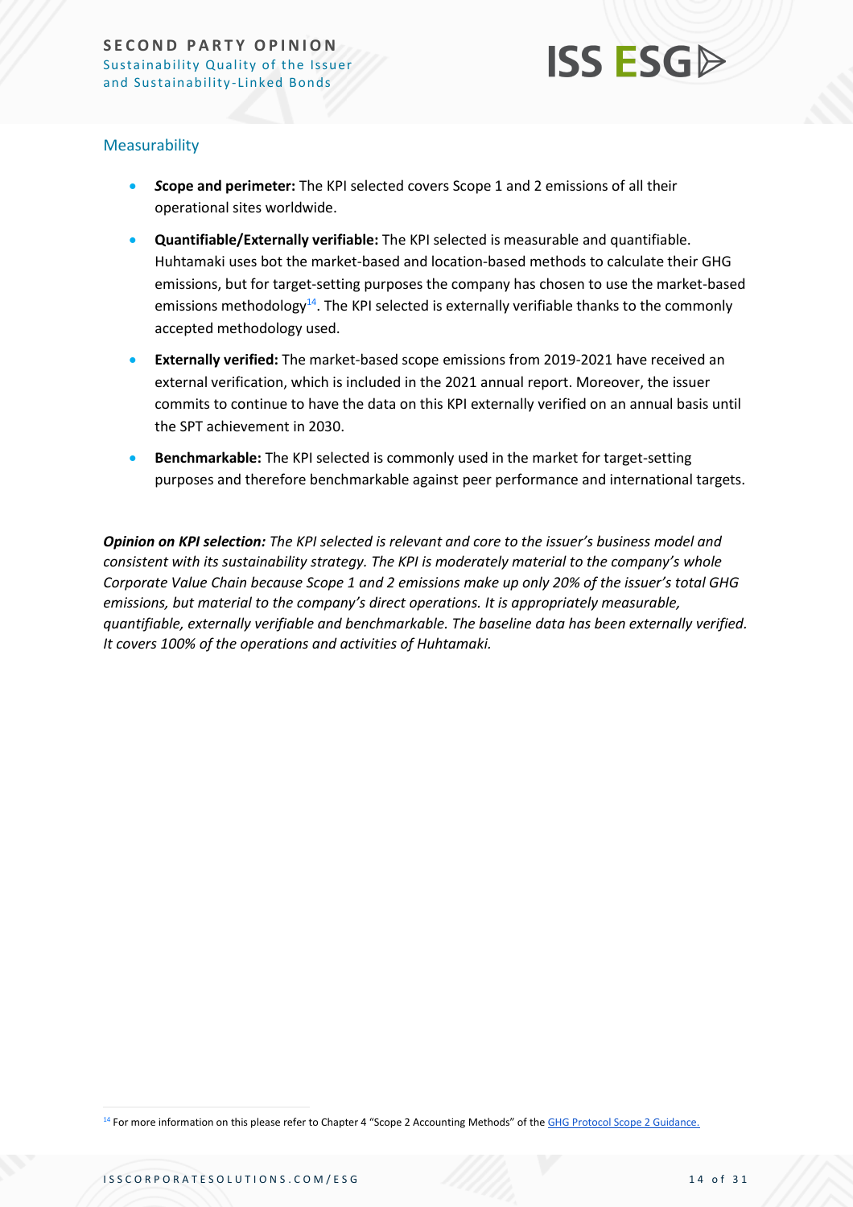### Measurability

- ***S*cope and perimeter:** The KPI selected covers Scope 1 and 2 emissions of all their operational sites worldwide.
- **Quantifiable/Externally verifiable:** The KPI selected is measurable and quantifiable. Huhtamaki uses bot the market-based and location-based methods to calculate their GHG emissions, but for target-setting purposes the company has chosen to use the market-based emissions methodology[14]. The KPI selected is externally verifiable thanks to the commonly accepted methodology used.
- **Externally verified:** The market-based scope emissions from 2019-2021 have received an external verification, which is included in the 2021 annual report. Moreover, the issuer commits to continue to have the data on this KPI externally verified on an annual basis until the SPT achievement in 2030.
- **Benchmarkable:** The KPI selected is commonly used in the market for target-setting purposes and therefore benchmarkable against peer performance and international targets.

***Opinion on KPI selection:*** *The KPI selected is relevant and core to the issuer's business model and consistent with its sustainability strategy. The KPI is moderately material to the company's whole Corporate Value Chain because Scope 1 and 2 emissions make up only 20% of the issuer's total GHG emissions, but material to the company's direct operations. It is appropriately measurable, quantifiable, externally verifiable and benchmarkable. The baseline data has been externally verified. It covers 100% of the operations and activities of Huhtamaki.*

[14] For more information on this please refer to Chapter 4 "Scope 2 Accounting Methods" of the GHG Protocol Scope 2 Guidance.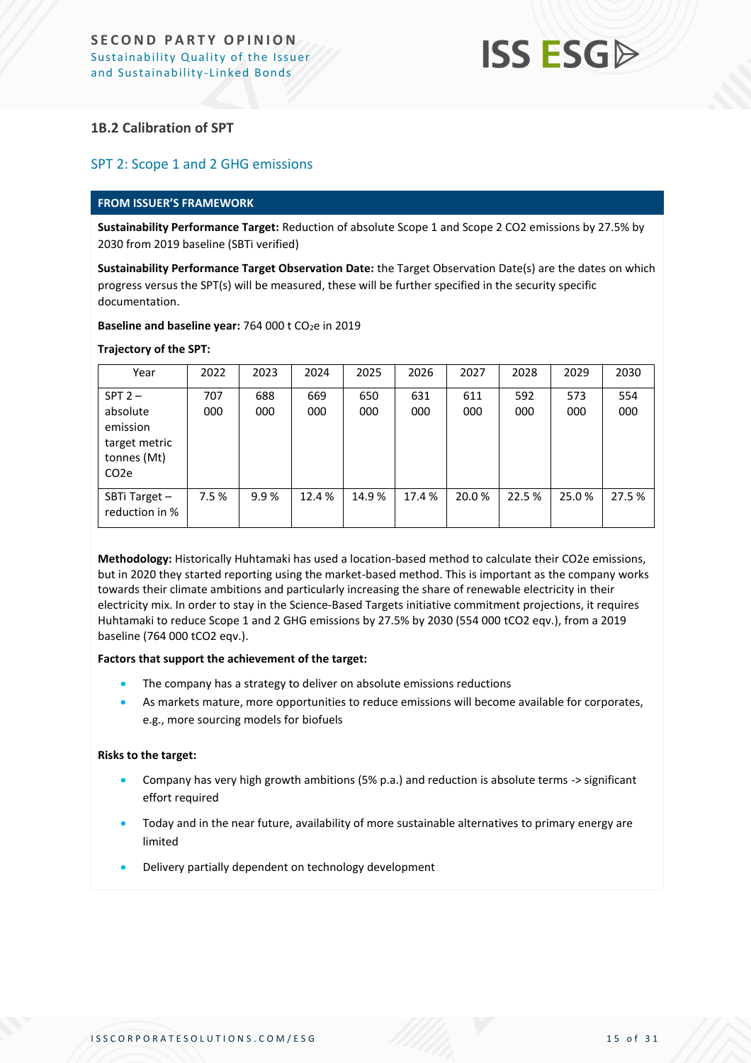### 1B.2 Calibration of SPT

#### SPT 2: Scope 1 and 2 GHG emissions

**FROM ISSUER'S FRAMEWORK**

**Sustainability Performance Target:** Reduction of absolute Scope 1 and Scope 2 CO2 emissions by 27.5% by 2030 from 2019 baseline (SBTi verified)

**Sustainability Performance Target Observation Date:** the Target Observation Date(s) are the dates on which progress versus the SPT(s) will be measured, these will be further specified in the security specific documentation.

**Baseline and baseline year:** 764 000 t $CO_2$e in 2019

**Trajectory of the SPT:**

| Year | 2022 | 2023 | 2024 | 2025 | 2026 | 2027 | 2028 | 2029 | 2030 |
|---|---|---|---|---|---|---|---|---|---|
| SPT 2 – absolute emission target metric tonnes (Mt) CO2e | 707 000 | 688 000 | 669 000 | 650 000 | 631 000 | 611 000 | 592 000 | 573 000 | 554 000 |
| SBTi Target – reduction in % | 7.5 % | 9.9 % | 12.4 % | 14.9 % | 17.4 % | 20.0 % | 22.5 % | 25.0 % | 27.5 % |

**Methodology:** Historically Huhtamaki has used a location-based method to calculate their CO2e emissions, but in 2020 they started reporting using the market-based method. This is important as the company works towards their climate ambitions and particularly increasing the share of renewable electricity in their electricity mix. In order to stay in the Science-Based Targets initiative commitment projections, it requires Huhtamaki to reduce Scope 1 and 2 GHG emissions by 27.5% by 2030 (554 000 tCO2 eqv.), from a 2019 baseline (764 000 tCO2 eqv.).

**Factors that support the achievement of the target:**

- The company has a strategy to deliver on absolute emissions reductions
- As markets mature, more opportunities to reduce emissions will become available for corporates, e.g., more sourcing models for biofuels

**Risks to the target:**

- Company has very high growth ambitions (5% p.a.) and reduction is absolute terms -> significant effort required
- Today and in the near future, availability of more sustainable alternatives to primary energy are limited
- Delivery partially dependent on technology development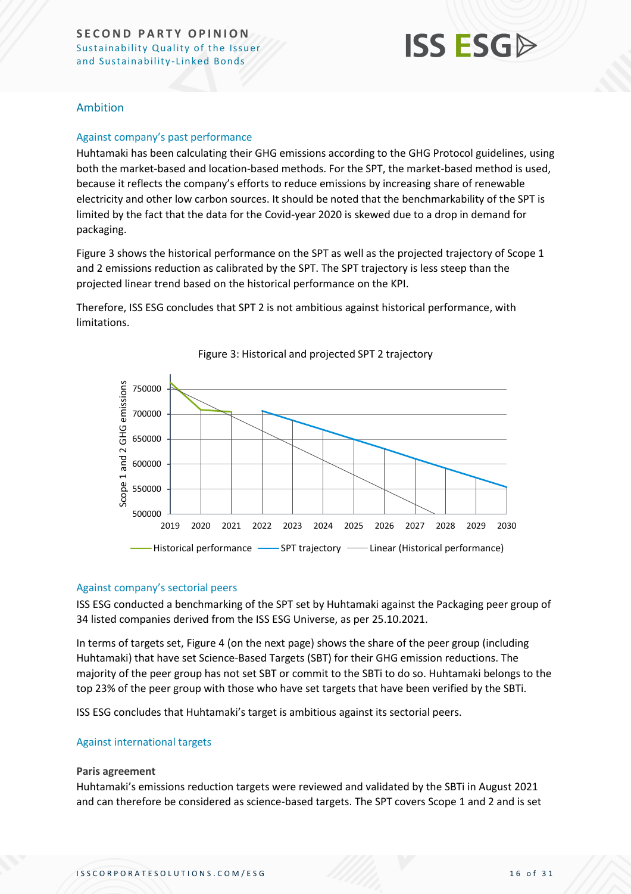## Ambition

### Against company's past performance

Huhtamaki has been calculating their GHG emissions according to the GHG Protocol guidelines, using both the market-based and location-based methods. For the SPT, the market-based method is used, because it reflects the company's efforts to reduce emissions by increasing share of renewable electricity and other low carbon sources. It should be noted that the benchmarkability of the SPT is limited by the fact that the data for the Covid-year 2020 is skewed due to a drop in demand for packaging.

Figure 3 shows the historical performance on the SPT as well as the projected trajectory of Scope 1 and 2 emissions reduction as calibrated by the SPT. The SPT trajectory is less steep than the projected linear trend based on the historical performance on the KPI.

Therefore, ISS ESG concludes that SPT 2 is not ambitious against historical performance, with limitations.

Figure 3: Historical and projected SPT 2 trajectory

### Against company's sectorial peers

ISS ESG conducted a benchmarking of the SPT set by Huhtamaki against the Packaging peer group of 34 listed companies derived from the ISS ESG Universe, as per 25.10.2021.

In terms of targets set, Figure 4 (on the next page) shows the share of the peer group (including Huhtamaki) that have set Science-Based Targets (SBT) for their GHG emission reductions. The majority of the peer group has not set SBT or commit to the SBTi to do so. Huhtamaki belongs to the top 23% of the peer group with those who have set targets that have been verified by the SBTi.

ISS ESG concludes that Huhtamaki's target is ambitious against its sectorial peers.

### Against international targets

**Paris agreement**

Huhtamaki's emissions reduction targets were reviewed and validated by the SBTi in August 2021 and can therefore be considered as science-based targets. The SPT covers Scope 1 and 2 and is set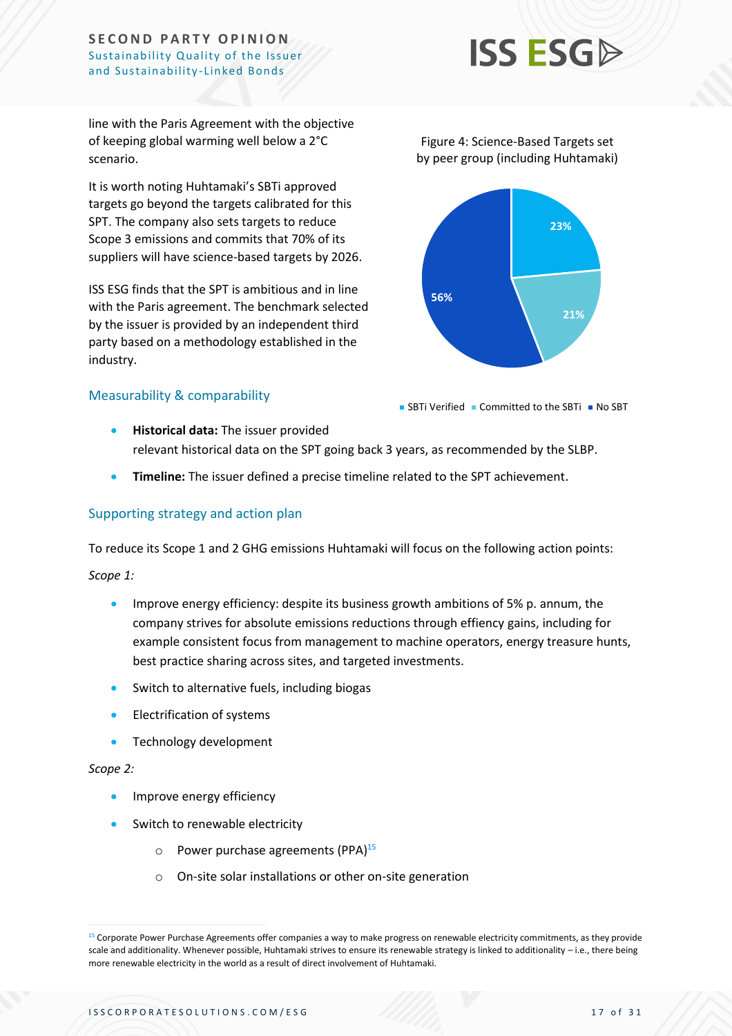line with the Paris Agreement with the objective of keeping global warming well below a 2°C scenario.

It is worth noting Huhtamaki's SBTi approved targets go beyond the targets calibrated for this SPT. The company also sets targets to reduce Scope 3 emissions and commits that 70% of its suppliers will have science-based targets by 2026.

ISS ESG finds that the SPT is ambitious and in line with the Paris agreement. The benchmark selected by the issuer is provided by an independent third party based on a methodology established in the industry.

Figure 4: Science-Based Targets set by peer group (including Huhtamaki)

| Category | Share |
| --- | --- |
| SBTi Verified | 23% |
| Committed to the SBTi | 21% |
| No SBT | 56% |

## Measurability & comparability

- **Historical data:** The issuer provided relevant historical data on the SPT going back 3 years, as recommended by the SLBP.
- **Timeline:** The issuer defined a precise timeline related to the SPT achievement.

## Supporting strategy and action plan

To reduce its Scope 1 and 2 GHG emissions Huhtamaki will focus on the following action points:

*Scope 1:*

- Improve energy efficiency: despite its business growth ambitions of 5% p. annum, the company strives for absolute emissions reductions through effiency gains, including for example consistent focus from management to machine operators, energy treasure hunts, best practice sharing across sites, and targeted investments.
- Switch to alternative fuels, including biogas
- Electrification of systems
- Technology development

*Scope 2:*

- Improve energy efficiency
- Switch to renewable electricity
  - Power purchase agreements (PPA)[15]
  - On-site solar installations or other on-site generation

[15] Corporate Power Purchase Agreements offer companies a way to make progress on renewable electricity commitments, as they provide scale and additionality. Whenever possible, Huhtamaki strives to ensure its renewable strategy is linked to additionality – i.e., there being more renewable electricity in the world as a result of direct involvement of Huhtamaki.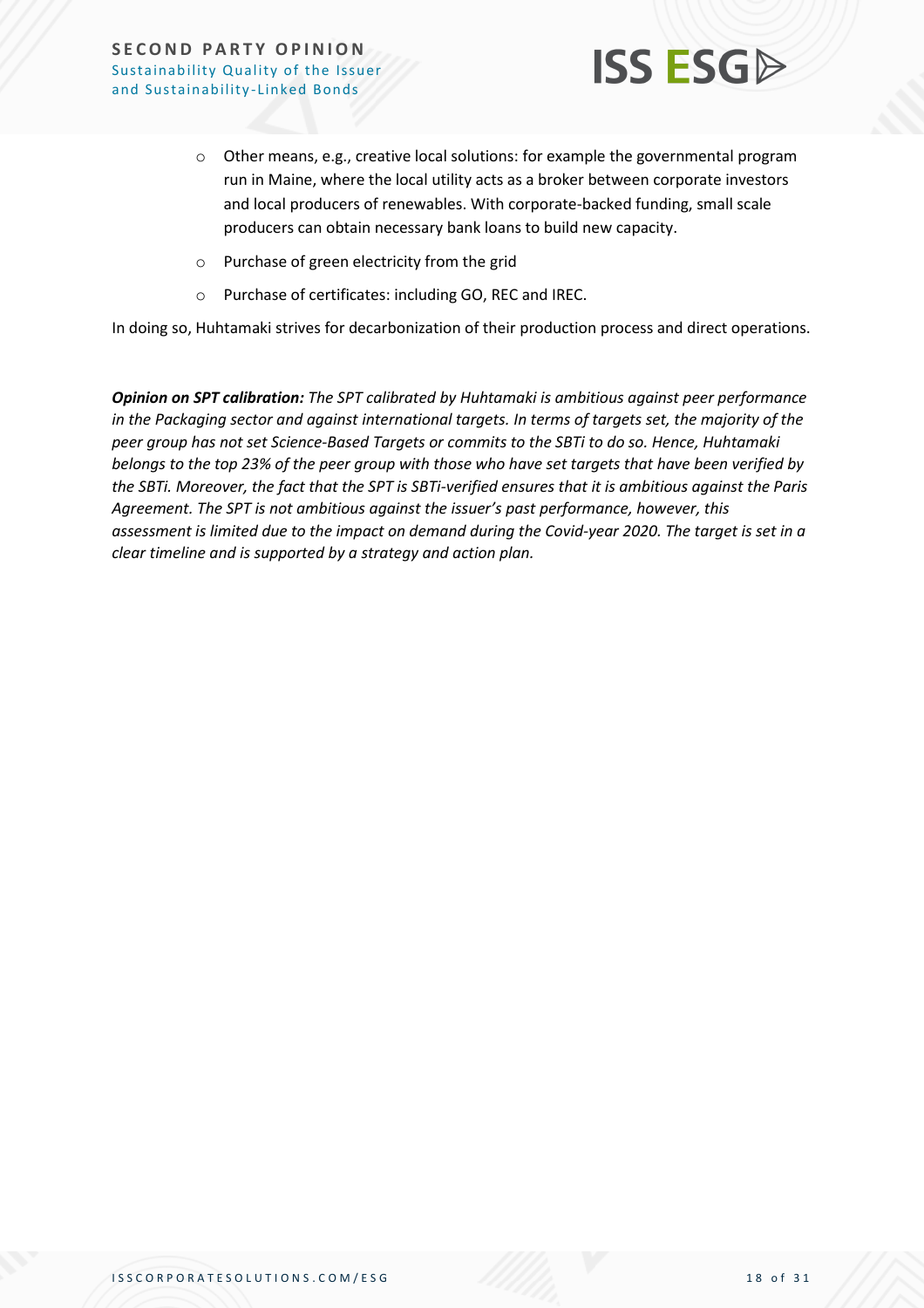- Other means, e.g., creative local solutions: for example the governmental program run in Maine, where the local utility acts as a broker between corporate investors and local producers of renewables. With corporate-backed funding, small scale producers can obtain necessary bank loans to build new capacity.
- Purchase of green electricity from the grid
- Purchase of certificates: including GO, REC and IREC.

In doing so, Huhtamaki strives for decarbonization of their production process and direct operations.

***Opinion on SPT calibration:*** *The SPT calibrated by Huhtamaki is ambitious against peer performance in the Packaging sector and against international targets. In terms of targets set, the majority of the peer group has not set Science-Based Targets or commits to the SBTi to do so. Hence, Huhtamaki belongs to the top 23% of the peer group with those who have set targets that have been verified by the SBTi. Moreover, the fact that the SPT is SBTi-verified ensures that it is ambitious against the Paris Agreement. The SPT is not ambitious against the issuer's past performance, however, this assessment is limited due to the impact on demand during the Covid-year 2020. The target is set in a clear timeline and is supported by a strategy and action plan.*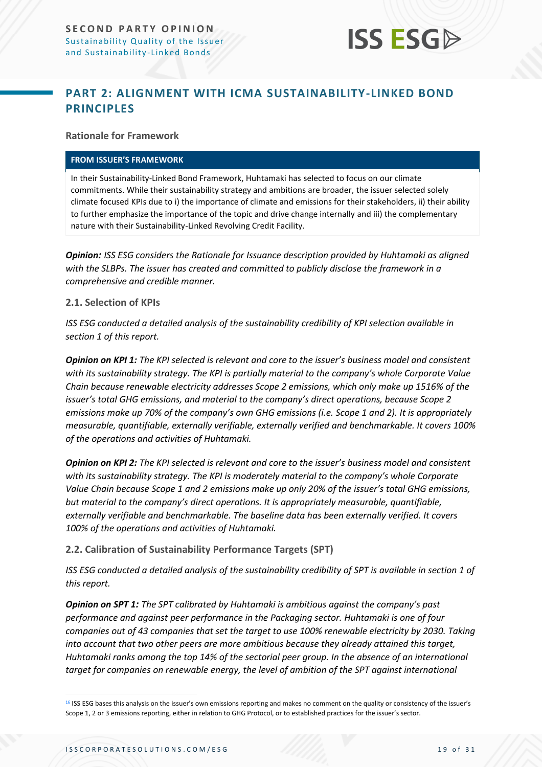## PART 2: ALIGNMENT WITH ICMA SUSTAINABILITY-LINKED BOND PRINCIPLES

**Rationale for Framework**

| FROM ISSUER'S FRAMEWORK |
| --- |
| In their Sustainability-Linked Bond Framework, Huhtamaki has selected to focus on our climate commitments. While their sustainability strategy and ambitions are broader, the issuer selected solely climate focused KPIs due to i) the importance of climate and emissions for their stakeholders, ii) their ability to further emphasize the importance of the topic and drive change internally and iii) the complementary nature with their Sustainability-Linked Revolving Credit Facility. |

***Opinion:*** *ISS ESG considers the Rationale for Issuance description provided by Huhtamaki as aligned with the SLBPs. The issuer has created and committed to publicly disclose the framework in a comprehensive and credible manner.*

### 2.1. Selection of KPIs

*ISS ESG conducted a detailed analysis of the sustainability credibility of KPI selection available in section 1 of this report.*

***Opinion on KPI 1:*** *The KPI selected is relevant and core to the issuer's business model and consistent with its sustainability strategy. The KPI is partially material to the company's whole Corporate Value Chain because renewable electricity addresses Scope 2 emissions, which only make up 15*[16]*% of the issuer's total GHG emissions, and material to the company's direct operations, because Scope 2 emissions make up 70% of the company's own GHG emissions (i.e. Scope 1 and 2). It is appropriately measurable, quantifiable, externally verifiable, externally verified and benchmarkable. It covers 100% of the operations and activities of Huhtamaki.*

***Opinion on KPI 2:*** *The KPI selected is relevant and core to the issuer's business model and consistent with its sustainability strategy. The KPI is moderately material to the company's whole Corporate Value Chain because Scope 1 and 2 emissions make up only 20% of the issuer's total GHG emissions, but material to the company's direct operations. It is appropriately measurable, quantifiable, externally verifiable and benchmarkable. The baseline data has been externally verified. It covers 100% of the operations and activities of Huhtamaki.*

### 2.2. Calibration of Sustainability Performance Targets (SPT)

*ISS ESG conducted a detailed analysis of the sustainability credibility of SPT is available in section 1 of this report.*

***Opinion on SPT 1:*** *The SPT calibrated by Huhtamaki is ambitious against the company's past performance and against peer performance in the Packaging sector. Huhtamaki is one of four companies out of 43 companies that set the target to use 100% renewable electricity by 2030. Taking into account that two other peers are more ambitious because they already attained this target, Huhtamaki ranks among the top 14% of the sectorial peer group. In the absence of an international target for companies on renewable energy, the level of ambition of the SPT against international*

[16] ISS ESG bases this analysis on the issuer's own emissions reporting and makes no comment on the quality or consistency of the issuer's Scope 1, 2 or 3 emissions reporting, either in relation to GHG Protocol, or to established practices for the issuer's sector.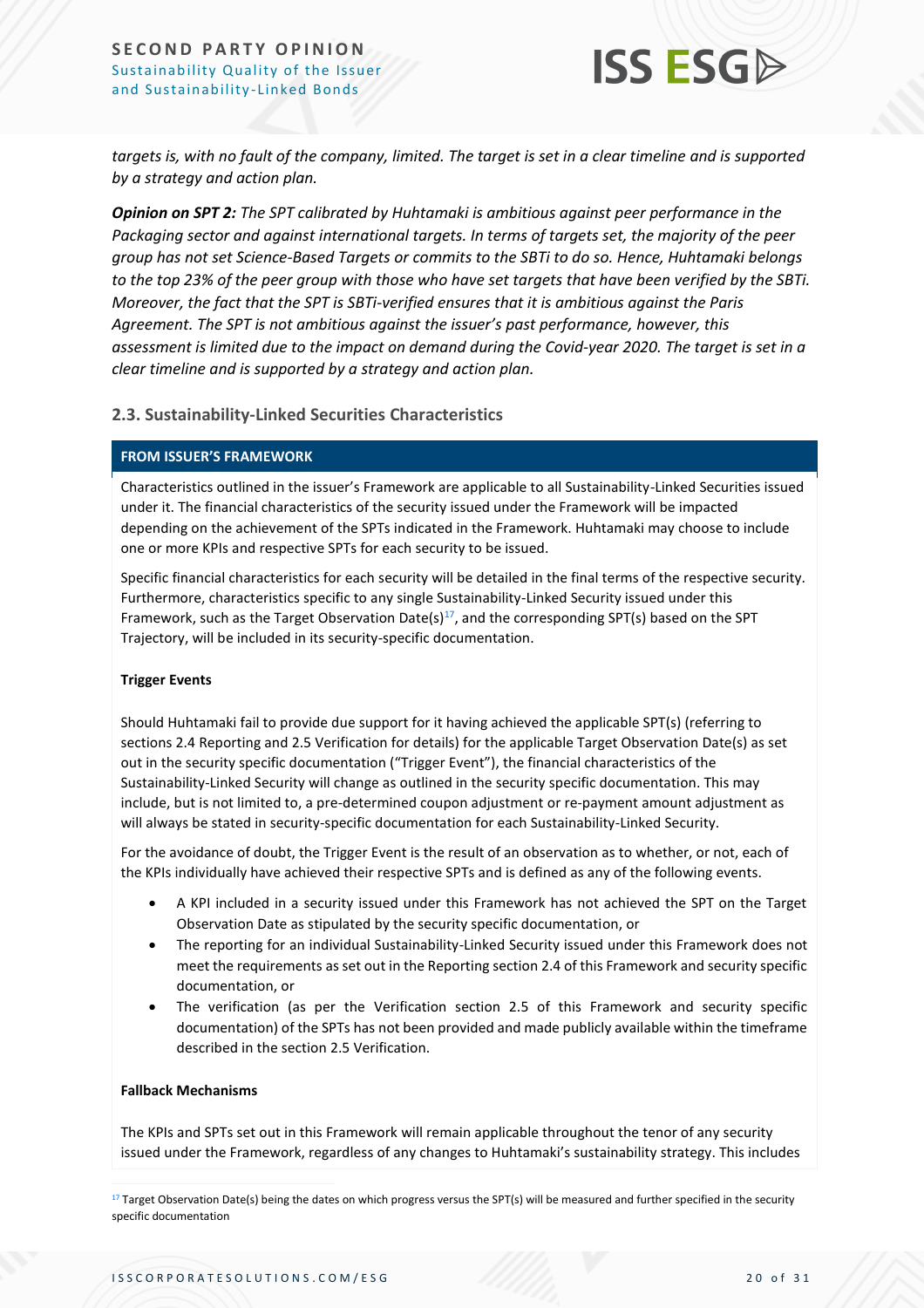*targets is, with no fault of the company, limited. The target is set in a clear timeline and is supported by a strategy and action plan.*

***Opinion on SPT 2:*** *The SPT calibrated by Huhtamaki is ambitious against peer performance in the Packaging sector and against international targets. In terms of targets set, the majority of the peer group has not set Science-Based Targets or commits to the SBTi to do so. Hence, Huhtamaki belongs to the top 23% of the peer group with those who have set targets that have been verified by the SBTi. Moreover, the fact that the SPT is SBTi-verified ensures that it is ambitious against the Paris Agreement. The SPT is not ambitious against the issuer's past performance, however, this assessment is limited due to the impact on demand during the Covid-year 2020. The target is set in a clear timeline and is supported by a strategy and action plan.*

### 2.3. Sustainability-Linked Securities Characteristics

**FROM ISSUER'S FRAMEWORK**

Characteristics outlined in the issuer's Framework are applicable to all Sustainability-Linked Securities issued under it. The financial characteristics of the security issued under the Framework will be impacted depending on the achievement of the SPTs indicated in the Framework. Huhtamaki may choose to include one or more KPIs and respective SPTs for each security to be issued.

Specific financial characteristics for each security will be detailed in the final terms of the respective security. Furthermore, characteristics specific to any single Sustainability-Linked Security issued under this Framework, such as the Target Observation Date(s)[17], and the corresponding SPT(s) based on the SPT Trajectory, will be included in its security-specific documentation.

**Trigger Events**

Should Huhtamaki fail to provide due support for it having achieved the applicable SPT(s) (referring to sections 2.4 Reporting and 2.5 Verification for details) for the applicable Target Observation Date(s) as set out in the security specific documentation ("Trigger Event"), the financial characteristics of the Sustainability-Linked Security will change as outlined in the security specific documentation. This may include, but is not limited to, a pre-determined coupon adjustment or re-payment amount adjustment as will always be stated in security-specific documentation for each Sustainability-Linked Security.

For the avoidance of doubt, the Trigger Event is the result of an observation as to whether, or not, each of the KPIs individually have achieved their respective SPTs and is defined as any of the following events.

- A KPI included in a security issued under this Framework has not achieved the SPT on the Target Observation Date as stipulated by the security specific documentation, or
- The reporting for an individual Sustainability-Linked Security issued under this Framework does not meet the requirements as set out in the Reporting section 2.4 of this Framework and security specific documentation, or
- The verification (as per the Verification section 2.5 of this Framework and security specific documentation) of the SPTs has not been provided and made publicly available within the timeframe described in the section 2.5 Verification.

**Fallback Mechanisms**

The KPIs and SPTs set out in this Framework will remain applicable throughout the tenor of any security issued under the Framework, regardless of any changes to Huhtamaki's sustainability strategy. This includes

[17] Target Observation Date(s) being the dates on which progress versus the SPT(s) will be measured and further specified in the security specific documentation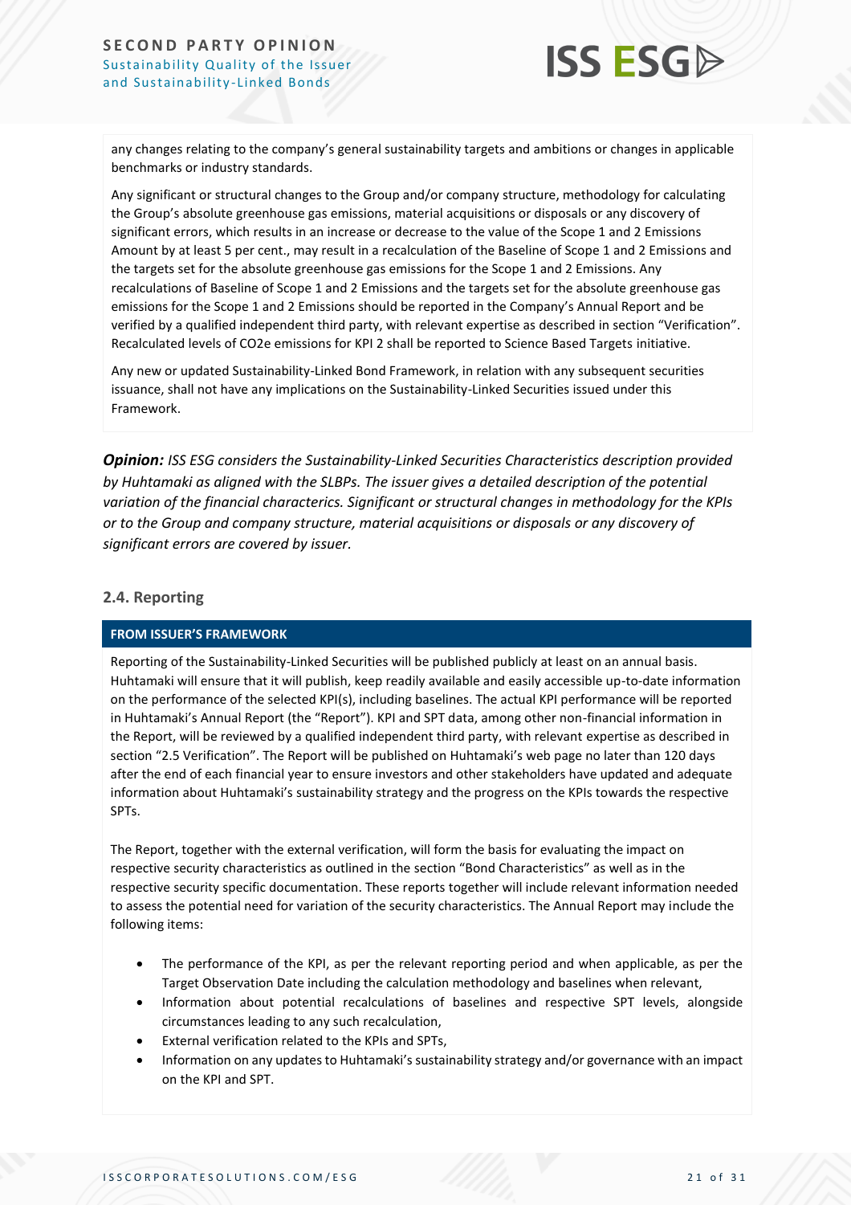any changes relating to the company's general sustainability targets and ambitions or changes in applicable benchmarks or industry standards.

Any significant or structural changes to the Group and/or company structure, methodology for calculating the Group's absolute greenhouse gas emissions, material acquisitions or disposals or any discovery of significant errors, which results in an increase or decrease to the value of the Scope 1 and 2 Emissions Amount by at least 5 per cent., may result in a recalculation of the Baseline of Scope 1 and 2 Emissions and the targets set for the absolute greenhouse gas emissions for the Scope 1 and 2 Emissions. Any recalculations of Baseline of Scope 1 and 2 Emissions and the targets set for the absolute greenhouse gas emissions for the Scope 1 and 2 Emissions should be reported in the Company's Annual Report and be verified by a qualified independent third party, with relevant expertise as described in section "Verification". Recalculated levels of $CO_2e$ emissions for KPI 2 shall be reported to Science Based Targets initiative.

Any new or updated Sustainability-Linked Bond Framework, in relation with any subsequent securities issuance, shall not have any implications on the Sustainability-Linked Securities issued under this Framework.

***Opinion:*** *ISS ESG considers the Sustainability-Linked Securities Characteristics description provided by Huhtamaki as aligned with the SLBPs. The issuer gives a detailed description of the potential variation of the financial characterics. Significant or structural changes in methodology for the KPIs or to the Group and company structure, material acquisitions or disposals or any discovery of significant errors are covered by issuer.*

### 2.4. Reporting

**FROM ISSUER'S FRAMEWORK**

Reporting of the Sustainability-Linked Securities will be published publicly at least on an annual basis. Huhtamaki will ensure that it will publish, keep readily available and easily accessible up-to-date information on the performance of the selected KPI(s), including baselines. The actual KPI performance will be reported in Huhtamaki's Annual Report (the "Report"). KPI and SPT data, among other non-financial information in the Report, will be reviewed by a qualified independent third party, with relevant expertise as described in section "2.5 Verification". The Report will be published on Huhtamaki's web page no later than 120 days after the end of each financial year to ensure investors and other stakeholders have updated and adequate information about Huhtamaki's sustainability strategy and the progress on the KPIs towards the respective SPTs.

The Report, together with the external verification, will form the basis for evaluating the impact on respective security characteristics as outlined in the section "Bond Characteristics" as well as in the respective security specific documentation. These reports together will include relevant information needed to assess the potential need for variation of the security characteristics. The Annual Report may include the following items:

- The performance of the KPI, as per the relevant reporting period and when applicable, as per the Target Observation Date including the calculation methodology and baselines when relevant,
- Information about potential recalculations of baselines and respective SPT levels, alongside circumstances leading to any such recalculation,
- External verification related to the KPIs and SPTs,
- Information on any updates to Huhtamaki's sustainability strategy and/or governance with an impact on the KPI and SPT.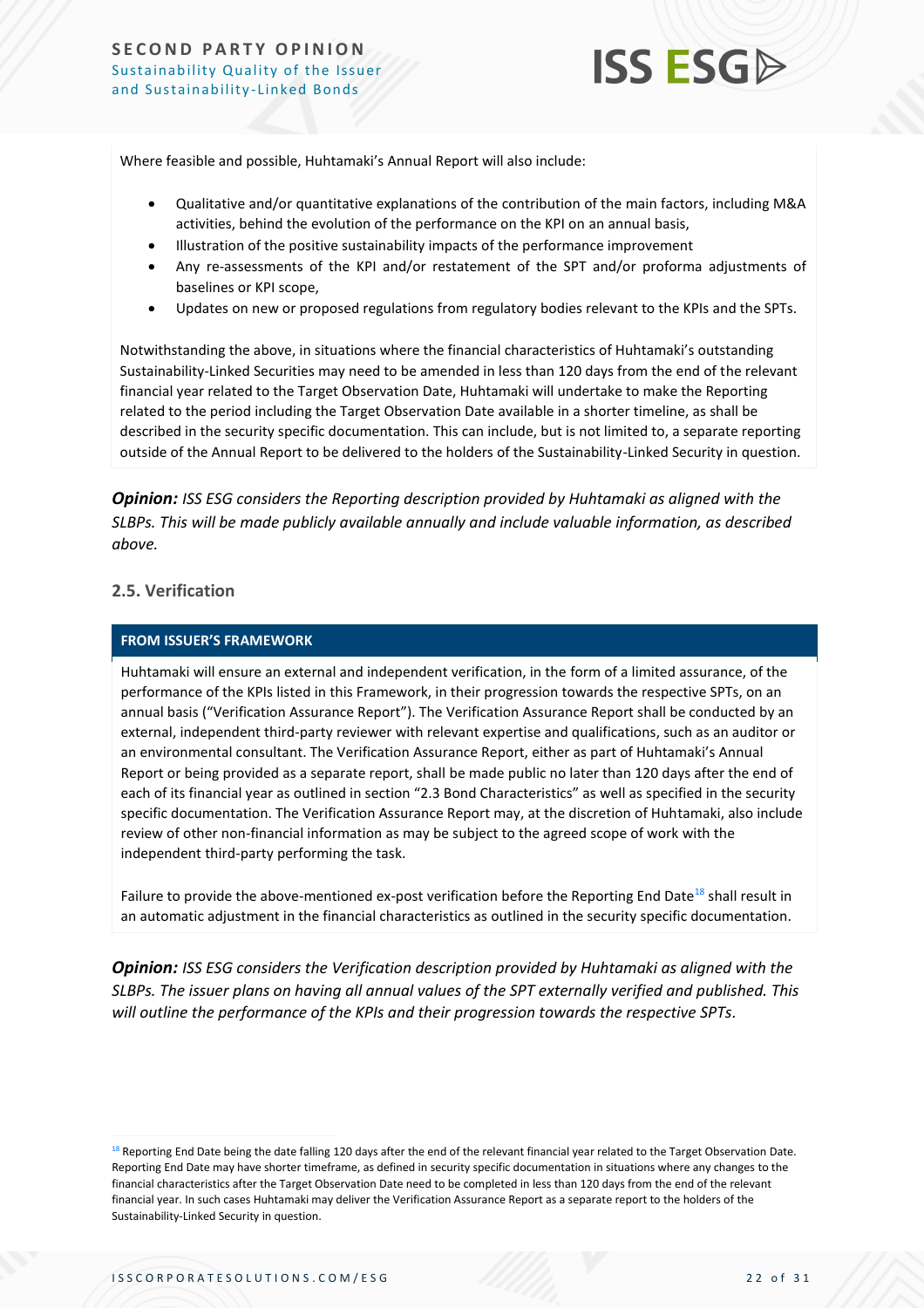Where feasible and possible, Huhtamaki's Annual Report will also include:

- Qualitative and/or quantitative explanations of the contribution of the main factors, including M&A activities, behind the evolution of the performance on the KPI on an annual basis,
- Illustration of the positive sustainability impacts of the performance improvement
- Any re-assessments of the KPI and/or restatement of the SPT and/or proforma adjustments of baselines or KPI scope,
- Updates on new or proposed regulations from regulatory bodies relevant to the KPIs and the SPTs.

Notwithstanding the above, in situations where the financial characteristics of Huhtamaki's outstanding Sustainability-Linked Securities may need to be amended in less than 120 days from the end of the relevant financial year related to the Target Observation Date, Huhtamaki will undertake to make the Reporting related to the period including the Target Observation Date available in a shorter timeline, as shall be described in the security specific documentation. This can include, but is not limited to, a separate reporting outside of the Annual Report to be delivered to the holders of the Sustainability-Linked Security in question.

***Opinion:*** *ISS ESG considers the Reporting description provided by Huhtamaki as aligned with the SLBPs. This will be made publicly available annually and include valuable information, as described above.*

## 2.5. Verification

**FROM ISSUER'S FRAMEWORK**

Huhtamaki will ensure an external and independent verification, in the form of a limited assurance, of the performance of the KPIs listed in this Framework, in their progression towards the respective SPTs, on an annual basis ("Verification Assurance Report"). The Verification Assurance Report shall be conducted by an external, independent third-party reviewer with relevant expertise and qualifications, such as an auditor or an environmental consultant. The Verification Assurance Report, either as part of Huhtamaki's Annual Report or being provided as a separate report, shall be made public no later than 120 days after the end of each of its financial year as outlined in section "2.3 Bond Characteristics" as well as specified in the security specific documentation. The Verification Assurance Report may, at the discretion of Huhtamaki, also include review of other non-financial information as may be subject to the agreed scope of work with the independent third-party performing the task.

Failure to provide the above-mentioned ex-post verification before the Reporting End Date[18] shall result in an automatic adjustment in the financial characteristics as outlined in the security specific documentation.

***Opinion:*** *ISS ESG considers the Verification description provided by Huhtamaki as aligned with the SLBPs. The issuer plans on having all annual values of the SPT externally verified and published. This will outline the performance of the KPIs and their progression towards the respective SPTs.*

[18] Reporting End Date being the date falling 120 days after the end of the relevant financial year related to the Target Observation Date. Reporting End Date may have shorter timeframe, as defined in security specific documentation in situations where any changes to the financial characteristics after the Target Observation Date need to be completed in less than 120 days from the end of the relevant financial year. In such cases Huhtamaki may deliver the Verification Assurance Report as a separate report to the holders of the Sustainability-Linked Security in question.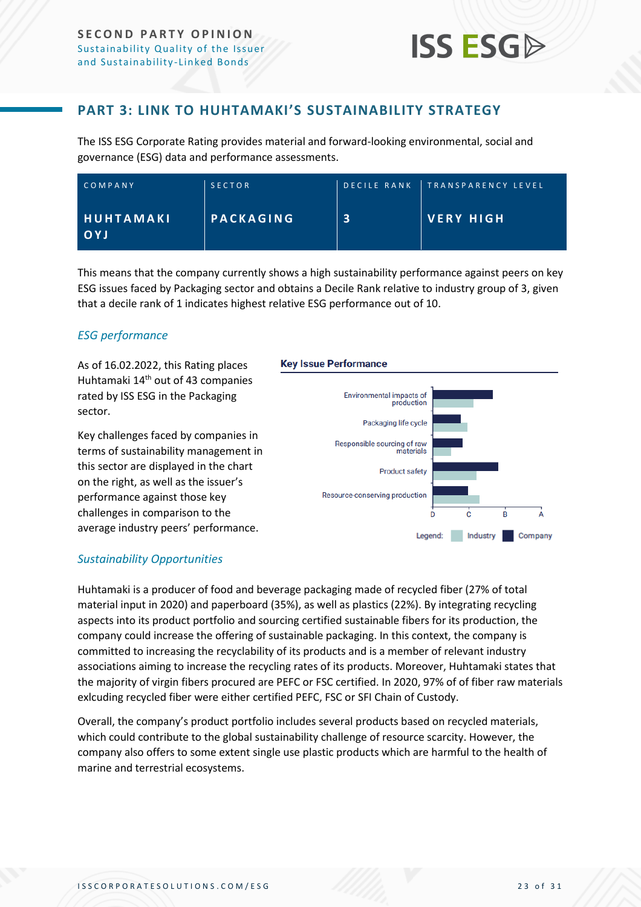## PART 3: LINK TO HUHTAMAKI'S SUSTAINABILITY STRATEGY

The ISS ESG Corporate Rating provides material and forward-looking environmental, social and governance (ESG) data and performance assessments.

| COMPANY | SECTOR | DECILE RANK | TRANSPARENCY LEVEL |
|---|---|---|---|
| **HUHTAMAKI OYJ** | **PACKAGING** | **3** | **VERY HIGH** |

This means that the company currently shows a high sustainability performance against peers on key ESG issues faced by Packaging sector and obtains a Decile Rank relative to industry group of 3, given that a decile rank of 1 indicates highest relative ESG performance out of 10.

### *ESG performance*

As of 16.02.2022, this Rating places Huhtamaki 14th out of 43 companies rated by ISS ESG in the Packaging sector.

Key challenges faced by companies in terms of sustainability management in this sector are displayed in the chart on the right, as well as the issuer's performance against those key challenges in comparison to the average industry peers' performance.

**Key Issue Performance**

- Environmental impacts of production
- Packaging life cycle
- Responsible sourcing of raw materials
- Product safety
- Resource-conserving production

D C B A

Legend: Industry Company

### *Sustainability Opportunities*

Huhtamaki is a producer of food and beverage packaging made of recycled fiber (27% of total material input in 2020) and paperboard (35%), as well as plastics (22%). By integrating recycling aspects into its product portfolio and sourcing certified sustainable fibers for its production, the company could increase the offering of sustainable packaging. In this context, the company is committed to increasing the recyclability of its products and is a member of relevant industry associations aiming to increase the recycling rates of its products. Moreover, Huhtamaki states that the majority of virgin fibers procured are PEFC or FSC certified. In 2020, 97% of of fiber raw materials exlcuding recycled fiber were either certified PEFC, FSC or SFI Chain of Custody.

Overall, the company's product portfolio includes several products based on recycled materials, which could contribute to the global sustainability challenge of resource scarcity. However, the company also offers to some extent single use plastic products which are harmful to the health of marine and terrestrial ecosystems.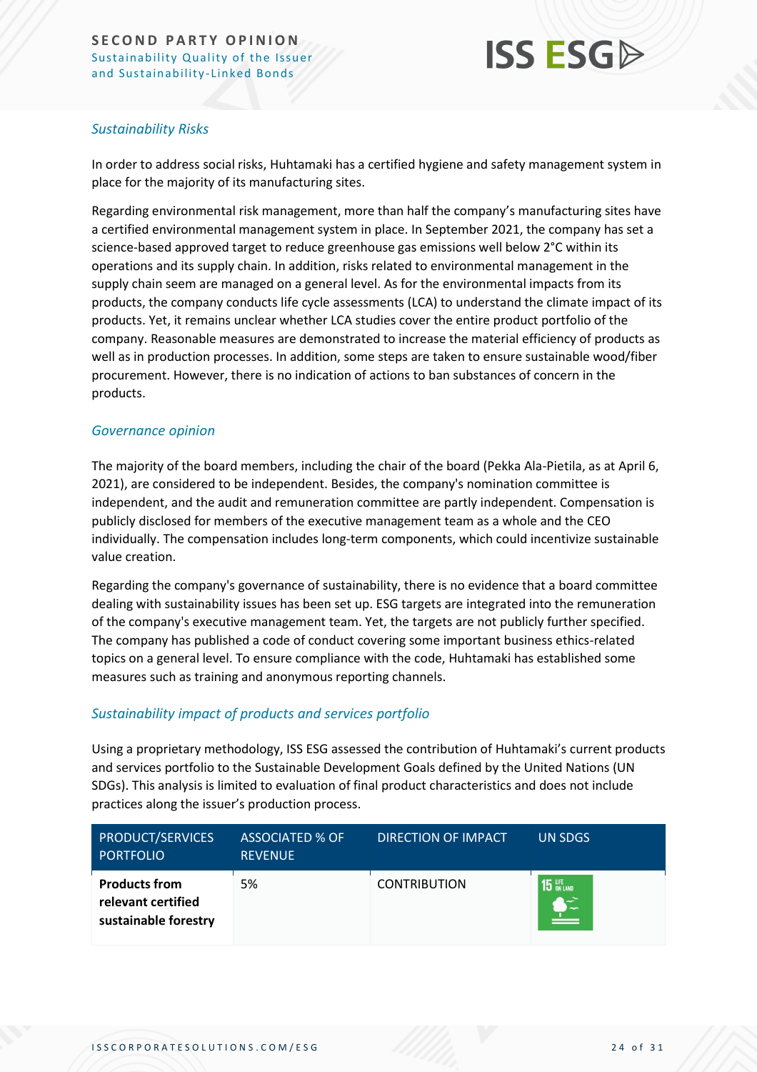### *Sustainability Risks*

In order to address social risks, Huhtamaki has a certified hygiene and safety management system in place for the majority of its manufacturing sites.

Regarding environmental risk management, more than half the company's manufacturing sites have a certified environmental management system in place. In September 2021, the company has set a science-based approved target to reduce greenhouse gas emissions well below 2°C within its operations and its supply chain. In addition, risks related to environmental management in the supply chain seem are managed on a general level. As for the environmental impacts from its products, the company conducts life cycle assessments (LCA) to understand the climate impact of its products. Yet, it remains unclear whether LCA studies cover the entire product portfolio of the company. Reasonable measures are demonstrated to increase the material efficiency of products as well as in production processes. In addition, some steps are taken to ensure sustainable wood/fiber procurement. However, there is no indication of actions to ban substances of concern in the products.

### *Governance opinion*

The majority of the board members, including the chair of the board (Pekka Ala-Pietila, as at April 6, 2021), are considered to be independent. Besides, the company's nomination committee is independent, and the audit and remuneration committee are partly independent. Compensation is publicly disclosed for members of the executive management team as a whole and the CEO individually. The compensation includes long-term components, which could incentivize sustainable value creation.

Regarding the company's governance of sustainability, there is no evidence that a board committee dealing with sustainability issues has been set up. ESG targets are integrated into the remuneration of the company's executive management team. Yet, the targets are not publicly further specified. The company has published a code of conduct covering some important business ethics-related topics on a general level. To ensure compliance with the code, Huhtamaki has established some measures such as training and anonymous reporting channels.

### *Sustainability impact of products and services portfolio*

Using a proprietary methodology, ISS ESG assessed the contribution of Huhtamaki's current products and services portfolio to the Sustainable Development Goals defined by the United Nations (UN SDGs). This analysis is limited to evaluation of final product characteristics and does not include practices along the issuer's production process.

| PRODUCT/SERVICES PORTFOLIO | ASSOCIATED % OF REVENUE | DIRECTION OF IMPACT | UN SDGS |
|---|---|---|---|
| **Products from relevant certified sustainable forestry** | 5% | CONTRIBUTION | 15 LIFE ON LAND |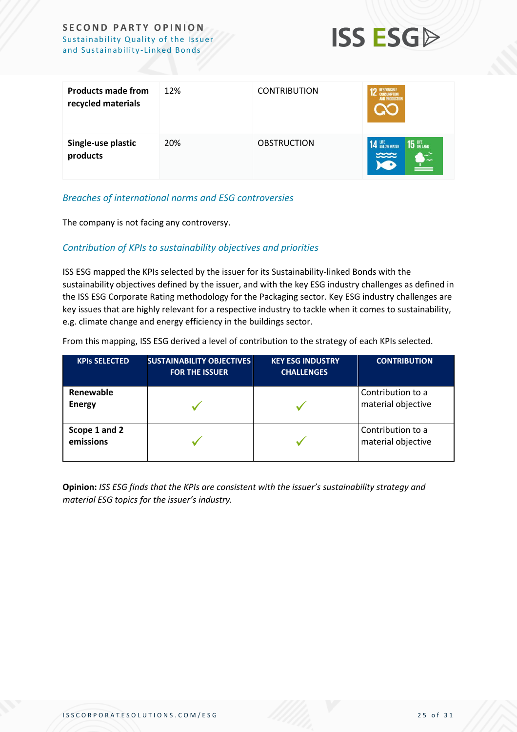| Products made from recycled materials | 12% | CONTRIBUTION | 12 RESPONSIBLE CONSUMPTION AND PRODUCTION |
|---|---|---|---|
| **Single-use plastic products** | 20% | OBSTRUCTION | 14 LIFE BELOW WATER, 15 LIFE ON LAND |

### *Breaches of international norms and ESG controversies*

The company is not facing any controversy.

### *Contribution of KPIs to sustainability objectives and priorities*

ISS ESG mapped the KPIs selected by the issuer for its Sustainability-linked Bonds with the sustainability objectives defined by the issuer, and with the key ESG industry challenges as defined in the ISS ESG Corporate Rating methodology for the Packaging sector. Key ESG industry challenges are key issues that are highly relevant for a respective industry to tackle when it comes to sustainability, e.g. climate change and energy efficiency in the buildings sector.

From this mapping, ISS ESG derived a level of contribution to the strategy of each KPIs selected.

| KPIs SELECTED | SUSTAINABILITY OBJECTIVES FOR THE ISSUER | KEY ESG INDUSTRY CHALLENGES | CONTRIBUTION |
|---|---|---|---|
| **Renewable Energy** | ✓ | ✓ | Contribution to a material objective |
| **Scope 1 and 2 emissions** | ✓ | ✓ | Contribution to a material objective |

**Opinion:** *ISS ESG finds that the KPIs are consistent with the issuer's sustainability strategy and material ESG topics for the issuer's industry.*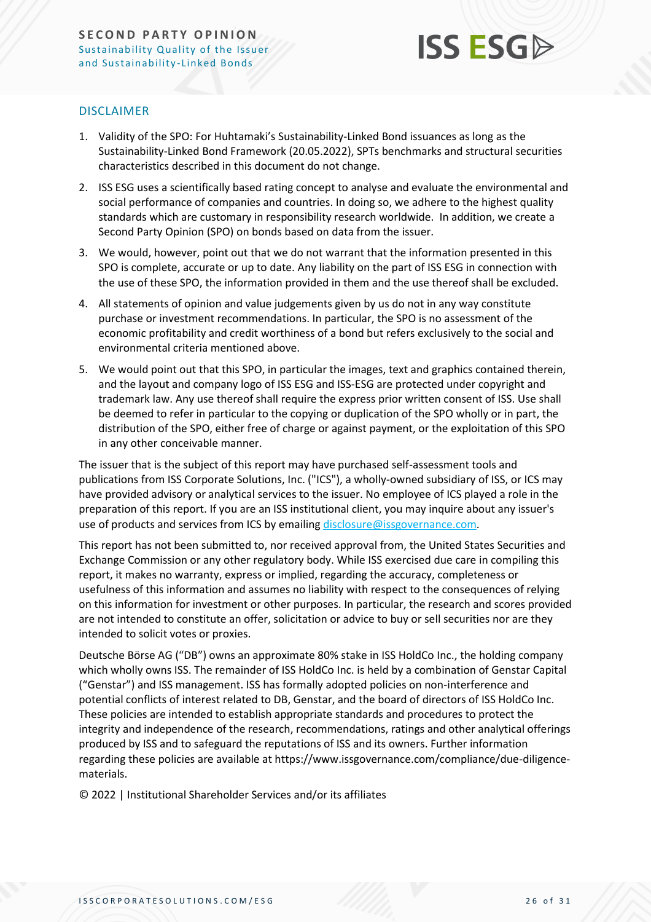## DISCLAIMER

1. Validity of the SPO: For Huhtamaki's Sustainability-Linked Bond issuances as long as the Sustainability-Linked Bond Framework (20.05.2022), SPTs benchmarks and structural securities characteristics described in this document do not change.
2. ISS ESG uses a scientifically based rating concept to analyse and evaluate the environmental and social performance of companies and countries. In doing so, we adhere to the highest quality standards which are customary in responsibility research worldwide. In addition, we create a Second Party Opinion (SPO) on bonds based on data from the issuer.
3. We would, however, point out that we do not warrant that the information presented in this SPO is complete, accurate or up to date. Any liability on the part of ISS ESG in connection with the use of these SPO, the information provided in them and the use thereof shall be excluded.
4. All statements of opinion and value judgements given by us do not in any way constitute purchase or investment recommendations. In particular, the SPO is no assessment of the economic profitability and credit worthiness of a bond but refers exclusively to the social and environmental criteria mentioned above.
5. We would point out that this SPO, in particular the images, text and graphics contained therein, and the layout and company logo of ISS ESG and ISS-ESG are protected under copyright and trademark law. Any use thereof shall require the express prior written consent of ISS. Use shall be deemed to refer in particular to the copying or duplication of the SPO wholly or in part, the distribution of the SPO, either free of charge or against payment, or the exploitation of this SPO in any other conceivable manner.

The issuer that is the subject of this report may have purchased self-assessment tools and publications from ISS Corporate Solutions, Inc. ("ICS"), a wholly-owned subsidiary of ISS, or ICS may have provided advisory or analytical services to the issuer. No employee of ICS played a role in the preparation of this report. If you are an ISS institutional client, you may inquire about any issuer's use of products and services from ICS by emailing disclosure@issgovernance.com.

This report has not been submitted to, nor received approval from, the United States Securities and Exchange Commission or any other regulatory body. While ISS exercised due care in compiling this report, it makes no warranty, express or implied, regarding the accuracy, completeness or usefulness of this information and assumes no liability with respect to the consequences of relying on this information for investment or other purposes. In particular, the research and scores provided are not intended to constitute an offer, solicitation or advice to buy or sell securities nor are they intended to solicit votes or proxies.

Deutsche Börse AG ("DB") owns an approximate 80% stake in ISS HoldCo Inc., the holding company which wholly owns ISS. The remainder of ISS HoldCo Inc. is held by a combination of Genstar Capital ("Genstar") and ISS management. ISS has formally adopted policies on non-interference and potential conflicts of interest related to DB, Genstar, and the board of directors of ISS HoldCo Inc. These policies are intended to establish appropriate standards and procedures to protect the integrity and independence of the research, recommendations, ratings and other analytical offerings produced by ISS and to safeguard the reputations of ISS and its owners. Further information regarding these policies are available at https://www.issgovernance.com/compliance/due-diligence-materials.

© 2022 | Institutional Shareholder Services and/or its affiliates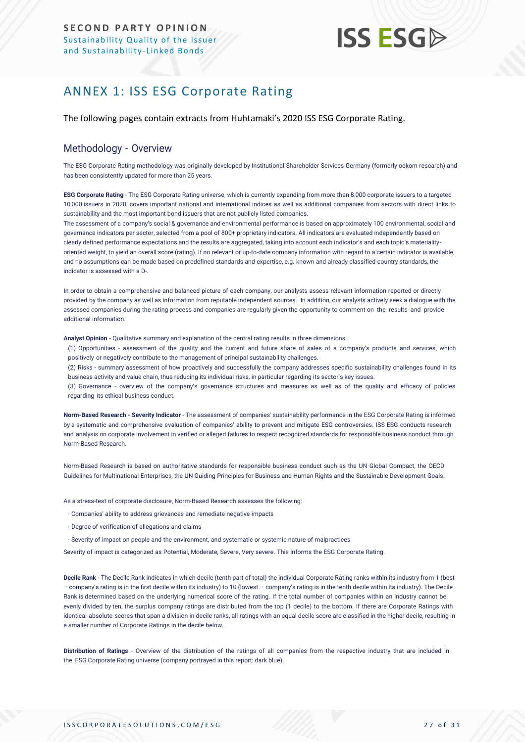# ANNEX 1: ISS ESG Corporate Rating

The following pages contain extracts from Huhtamaki's 2020 ISS ESG Corporate Rating.

## Methodology - Overview

The ESG Corporate Rating methodology was originally developed by Institutional Shareholder Services Germany (formerly oekom research) and has been consistently updated for more than 25 years.

**ESG Corporate Rating** - The ESG Corporate Rating universe, which is currently expanding from more than 8,000 corporate issuers to a targeted 10,000 issuers in 2020, covers important national and international indices as well as additional companies from sectors with direct links to sustainability and the most important bond issuers that are not publicly listed companies.

The assessment of a company's social & governance and environmental performance is based on approximately 100 environmental, social and governance indicators per sector, selected from a pool of 800+ proprietary indicators. All indicators are evaluated independently based on clearly defined performance expectations and the results are aggregated, taking into account each indicator's and each topic's materiality-oriented weight, to yield an overall score (rating). If no relevant or up-to-date company information with regard to a certain indicator is available, and no assumptions can be made based on predefined standards and expertise, e.g. known and already classified country standards, the indicator is assessed with a D-.

In order to obtain a comprehensive and balanced picture of each company, our analysts assess relevant information reported or directly provided by the company as well as information from reputable independent sources. In addition, our analysts actively seek a dialogue with the assessed companies during the rating process and companies are regularly given the opportunity to comment on the results and provide additional information.

**Analyst Opinion** - Qualitative summary and explanation of the central rating results in three dimensions:

(1) Opportunities - assessment of the quality and the current and future share of sales of a company's products and services, which positively or negatively contribute to the management of principal sustainability challenges.

(2) Risks - summary assessment of how proactively and successfully the company addresses specific sustainability challenges found in its business activity and value chain, thus reducing its individual risks, in particular regarding its sector's key issues.

(3) Governance - overview of the company's governance structures and measures as well as of the quality and efficacy of policies regarding its ethical business conduct.

**Norm-Based Research - Severity Indicator** - The assessment of companies' sustainability performance in the ESG Corporate Rating is informed by a systematic and comprehensive evaluation of companies' ability to prevent and mitigate ESG controversies. ISS ESG conducts research and analysis on corporate involvement in verified or alleged failures to respect recognized standards for responsible business conduct through Norm-Based Research.

Norm-Based Research is based on authoritative standards for responsible business conduct such as the UN Global Compact, the OECD Guidelines for Multinational Enterprises, the UN Guiding Principles for Business and Human Rights and the Sustainable Development Goals.

As a stress-test of corporate disclosure, Norm-Based Research assesses the following:

- Companies' ability to address grievances and remediate negative impacts
- Degree of verification of allegations and claims
- Severity of impact on people and the environment, and systematic or systemic nature of malpractices

Severity of impact is categorized as Potential, Moderate, Severe, Very severe. This informs the ESG Corporate Rating.

**Decile Rank** - The Decile Rank indicates in which decile (tenth part of total) the individual Corporate Rating ranks within its industry from 1 (best – company's rating is in the first decile within its industry) to 10 (lowest – company's rating is in the tenth decile within its industry). The Decile Rank is determined based on the underlying numerical score of the rating. If the total number of companies within an industry cannot be evenly divided by ten, the surplus company ratings are distributed from the top (1 decile) to the bottom. If there are Corporate Ratings with identical absolute scores that span a division in decile ranks, all ratings with an equal decile score are classified in the higher decile, resulting in a smaller number of Corporate Ratings in the decile below.

**Distribution of Ratings** - Overview of the distribution of the ratings of all companies from the respective industry that are included in the ESG Corporate Rating universe (company portrayed in this report: dark blue).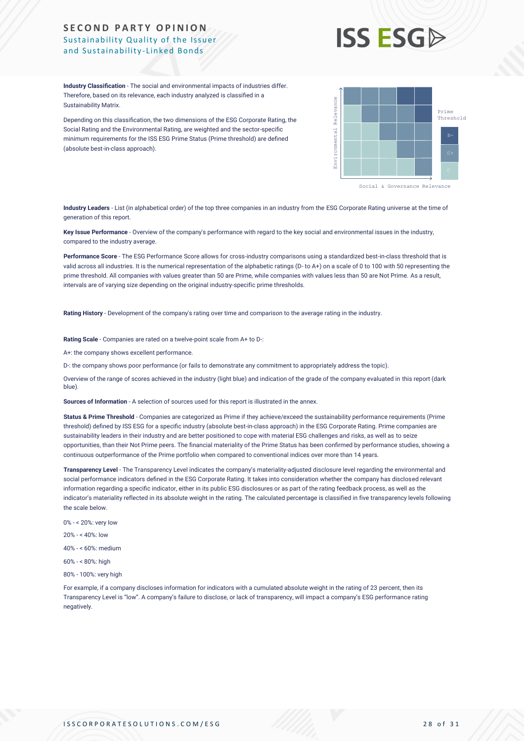**Industry Classification** - The social and environmental impacts of industries differ. Therefore, based on its relevance, each industry analyzed is classified in a Sustainability Matrix.

Depending on this classification, the two dimensions of the ESG Corporate Rating, the Social Rating and the Environmental Rating, are weighted and the sector-specific minimum requirements for the ISS ESG Prime Status (Prime threshold) are defined (absolute best-in-class approach).

Environmental Relevance

Social & Governance Relevance

Prime Threshold

B-

C+

C

**Industry Leaders** - List (in alphabetical order) of the top three companies in an industry from the ESG Corporate Rating universe at the time of generation of this report.

**Key Issue Performance** - Overview of the company's performance with regard to the key social and environmental issues in the industry, compared to the industry average.

**Performance Score** - The ESG Performance Score allows for cross-industry comparisons using a standardized best-in-class threshold that is valid across all industries. It is the numerical representation of the alphabetic ratings (D- to A+) on a scale of 0 to 100 with 50 representing the prime threshold. All companies with values greater than 50 are Prime, while companies with values less than 50 are Not Prime. As a result, intervals are of varying size depending on the original industry-specific prime thresholds.

**Rating History** - Development of the company's rating over time and comparison to the average rating in the industry.

**Rating Scale** - Companies are rated on a twelve-point scale from A+ to D-:

A+: the company shows excellent performance.

D-: the company shows poor performance (or fails to demonstrate any commitment to appropriately address the topic).

Overview of the range of scores achieved in the industry (light blue) and indication of the grade of the company evaluated in this report (dark blue).

**Sources of Information** - A selection of sources used for this report is illustrated in the annex.

**Status & Prime Threshold** - Companies are categorized as Prime if they achieve/exceed the sustainability performance requirements (Prime threshold) defined by ISS ESG for a specific industry (absolute best-in-class approach) in the ESG Corporate Rating. Prime companies are sustainability leaders in their industry and are better positioned to cope with material ESG challenges and risks, as well as to seize opportunities, than their Not Prime peers. The financial materiality of the Prime Status has been confirmed by performance studies, showing a continuous outperformance of the Prime portfolio when compared to conventional indices over more than 14 years.

**Transparency Level** - The Transparency Level indicates the company's materiality-adjusted disclosure level regarding the environmental and social performance indicators defined in the ESG Corporate Rating. It takes into consideration whether the company has disclosed relevant information regarding a specific indicator, either in its public ESG disclosures or as part of the rating feedback process, as well as the indicator's materiality reflected in its absolute weight in the rating. The calculated percentage is classified in five transparency levels following the scale below.

0% - < 20%: very low

20% - < 40%: low

40% - < 60%: medium

60% - < 80%: high

80% - 100%: very high

For example, if a company discloses information for indicators with a cumulated absolute weight in the rating of 23 percent, then its Transparency Level is "low". A company's failure to disclose, or lack of transparency, will impact a company's ESG performance rating negatively.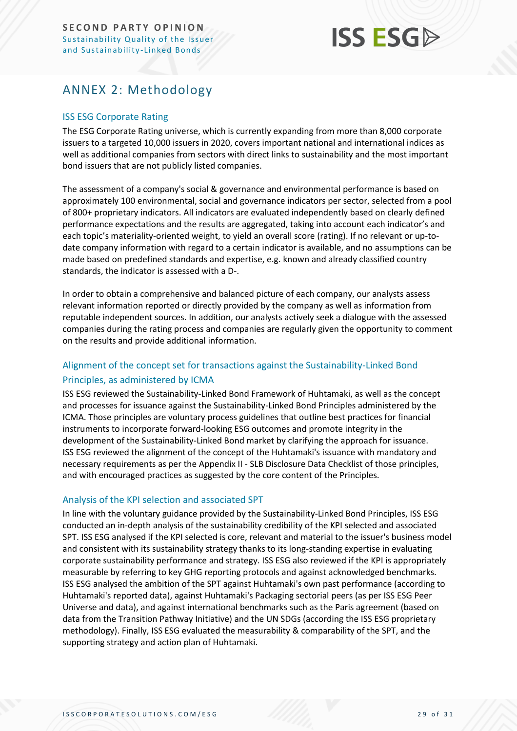# ANNEX 2: Methodology

## ISS ESG Corporate Rating

The ESG Corporate Rating universe, which is currently expanding from more than 8,000 corporate issuers to a targeted 10,000 issuers in 2020, covers important national and international indices as well as additional companies from sectors with direct links to sustainability and the most important bond issuers that are not publicly listed companies.

The assessment of a company's social & governance and environmental performance is based on approximately 100 environmental, social and governance indicators per sector, selected from a pool of 800+ proprietary indicators. All indicators are evaluated independently based on clearly defined performance expectations and the results are aggregated, taking into account each indicator's and each topic's materiality-oriented weight, to yield an overall score (rating). If no relevant or up-to-date company information with regard to a certain indicator is available, and no assumptions can be made based on predefined standards and expertise, e.g. known and already classified country standards, the indicator is assessed with a D-.

In order to obtain a comprehensive and balanced picture of each company, our analysts assess relevant information reported or directly provided by the company as well as information from reputable independent sources. In addition, our analysts actively seek a dialogue with the assessed companies during the rating process and companies are regularly given the opportunity to comment on the results and provide additional information.

## Alignment of the concept set for transactions against the Sustainability-Linked Bond Principles, as administered by ICMA

ISS ESG reviewed the Sustainability-Linked Bond Framework of Huhtamaki, as well as the concept and processes for issuance against the Sustainability-Linked Bond Principles administered by the ICMA. Those principles are voluntary process guidelines that outline best practices for financial instruments to incorporate forward-looking ESG outcomes and promote integrity in the development of the Sustainability-Linked Bond market by clarifying the approach for issuance. ISS ESG reviewed the alignment of the concept of the Huhtamaki's issuance with mandatory and necessary requirements as per the Appendix II - SLB Disclosure Data Checklist of those principles, and with encouraged practices as suggested by the core content of the Principles.

## Analysis of the KPI selection and associated SPT

In line with the voluntary guidance provided by the Sustainability-Linked Bond Principles, ISS ESG conducted an in-depth analysis of the sustainability credibility of the KPI selected and associated SPT. ISS ESG analysed if the KPI selected is core, relevant and material to the issuer's business model and consistent with its sustainability strategy thanks to its long-standing expertise in evaluating corporate sustainability performance and strategy. ISS ESG also reviewed if the KPI is appropriately measurable by referring to key GHG reporting protocols and against acknowledged benchmarks. ISS ESG analysed the ambition of the SPT against Huhtamaki's own past performance (according to Huhtamaki's reported data), against Huhtamaki's Packaging sectorial peers (as per ISS ESG Peer Universe and data), and against international benchmarks such as the Paris agreement (based on data from the Transition Pathway Initiative) and the UN SDGs (according the ISS ESG proprietary methodology). Finally, ISS ESG evaluated the measurability & comparability of the SPT, and the supporting strategy and action plan of Huhtamaki.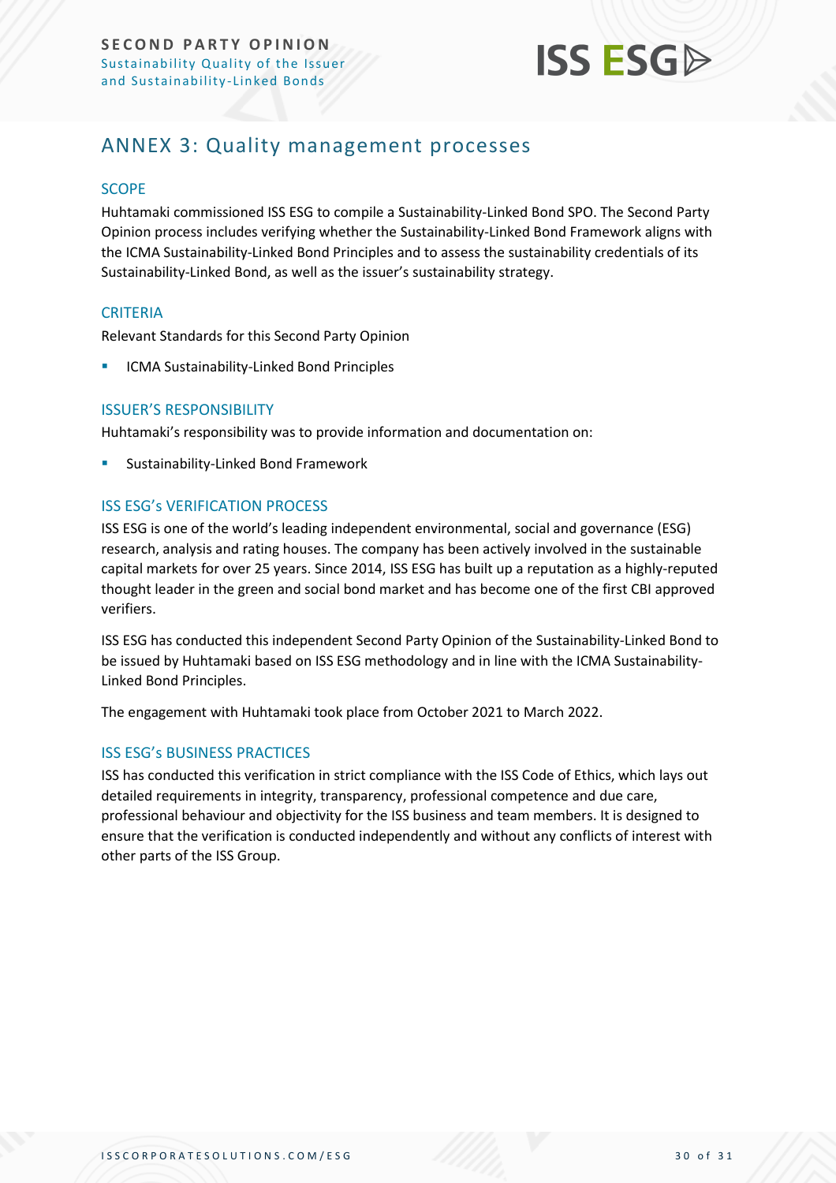## ANNEX 3: Quality management processes

### SCOPE

Huhtamaki commissioned ISS ESG to compile a Sustainability-Linked Bond SPO. The Second Party Opinion process includes verifying whether the Sustainability-Linked Bond Framework aligns with the ICMA Sustainability-Linked Bond Principles and to assess the sustainability credentials of its Sustainability-Linked Bond, as well as the issuer's sustainability strategy.

### CRITERIA

Relevant Standards for this Second Party Opinion

- ICMA Sustainability-Linked Bond Principles

### ISSUER'S RESPONSIBILITY

Huhtamaki's responsibility was to provide information and documentation on:

- Sustainability-Linked Bond Framework

### ISS ESG's VERIFICATION PROCESS

ISS ESG is one of the world's leading independent environmental, social and governance (ESG) research, analysis and rating houses. The company has been actively involved in the sustainable capital markets for over 25 years. Since 2014, ISS ESG has built up a reputation as a highly-reputed thought leader in the green and social bond market and has become one of the first CBI approved verifiers.

ISS ESG has conducted this independent Second Party Opinion of the Sustainability-Linked Bond to be issued by Huhtamaki based on ISS ESG methodology and in line with the ICMA Sustainability-Linked Bond Principles.

The engagement with Huhtamaki took place from October 2021 to March 2022.

### ISS ESG's BUSINESS PRACTICES

ISS has conducted this verification in strict compliance with the ISS Code of Ethics, which lays out detailed requirements in integrity, transparency, professional competence and due care, professional behaviour and objectivity for the ISS business and team members. It is designed to ensure that the verification is conducted independently and without any conflicts of interest with other parts of the ISS Group.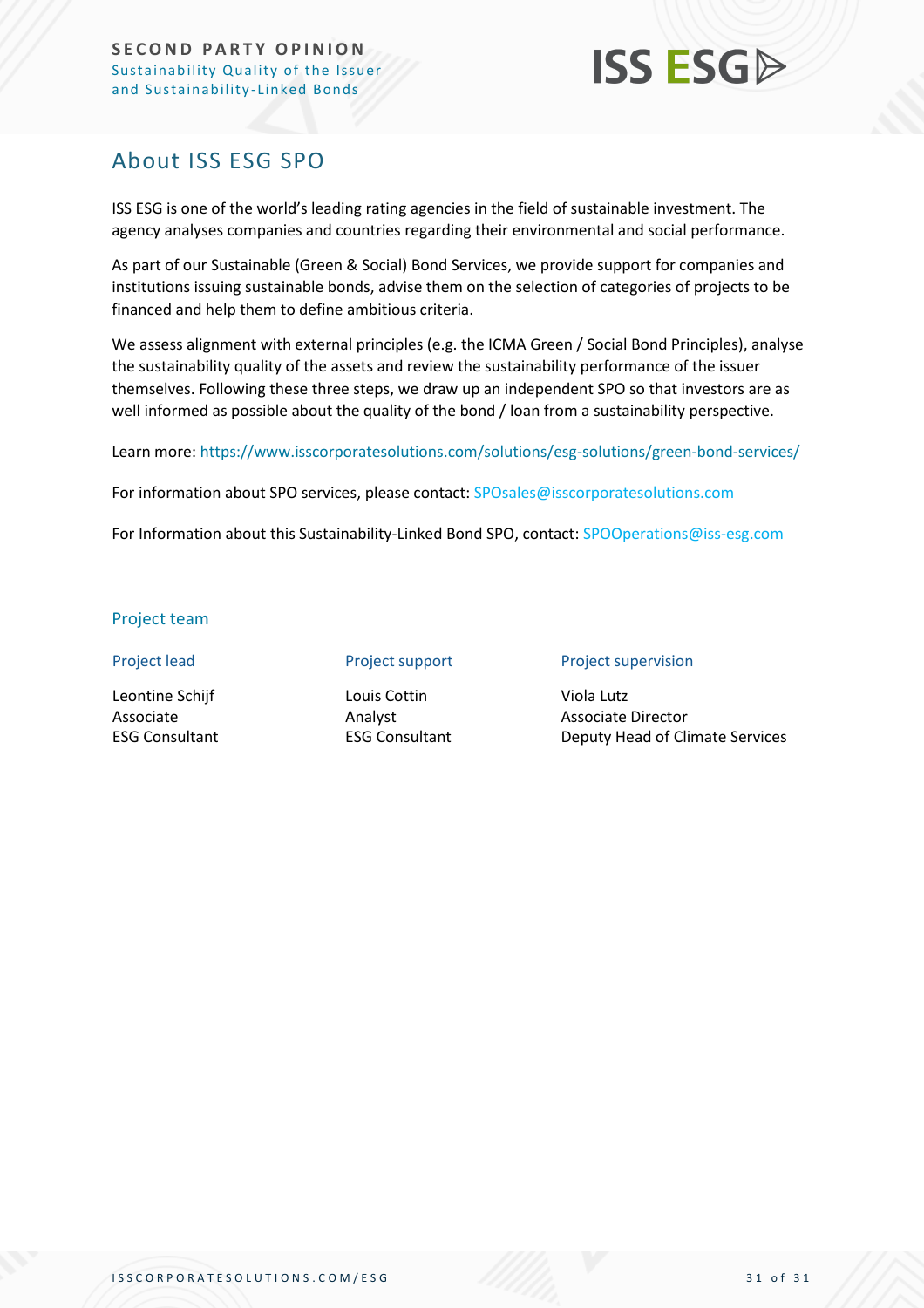## About ISS ESG SPO

ISS ESG is one of the world's leading rating agencies in the field of sustainable investment. The agency analyses companies and countries regarding their environmental and social performance.

As part of our Sustainable (Green & Social) Bond Services, we provide support for companies and institutions issuing sustainable bonds, advise them on the selection of categories of projects to be financed and help them to define ambitious criteria.

We assess alignment with external principles (e.g. the ICMA Green / Social Bond Principles), analyse the sustainability quality of the assets and review the sustainability performance of the issuer themselves. Following these three steps, we draw up an independent SPO so that investors are as well informed as possible about the quality of the bond / loan from a sustainability perspective.

Learn more: https://www.isscorporatesolutions.com/solutions/esg-solutions/green-bond-services/

For information about SPO services, please contact: SPOsales@isscorporatesolutions.com

For Information about this Sustainability-Linked Bond SPO, contact: SPOOperations@iss-esg.com

### Project team

| Project lead | Project support | Project supervision |
| --- | --- | --- |
| Leontine Schijf<br>Associate<br>ESG Consultant | Louis Cottin<br>Analyst<br>ESG Consultant | Viola Lutz<br>Associate Director<br>Deputy Head of Climate Services |